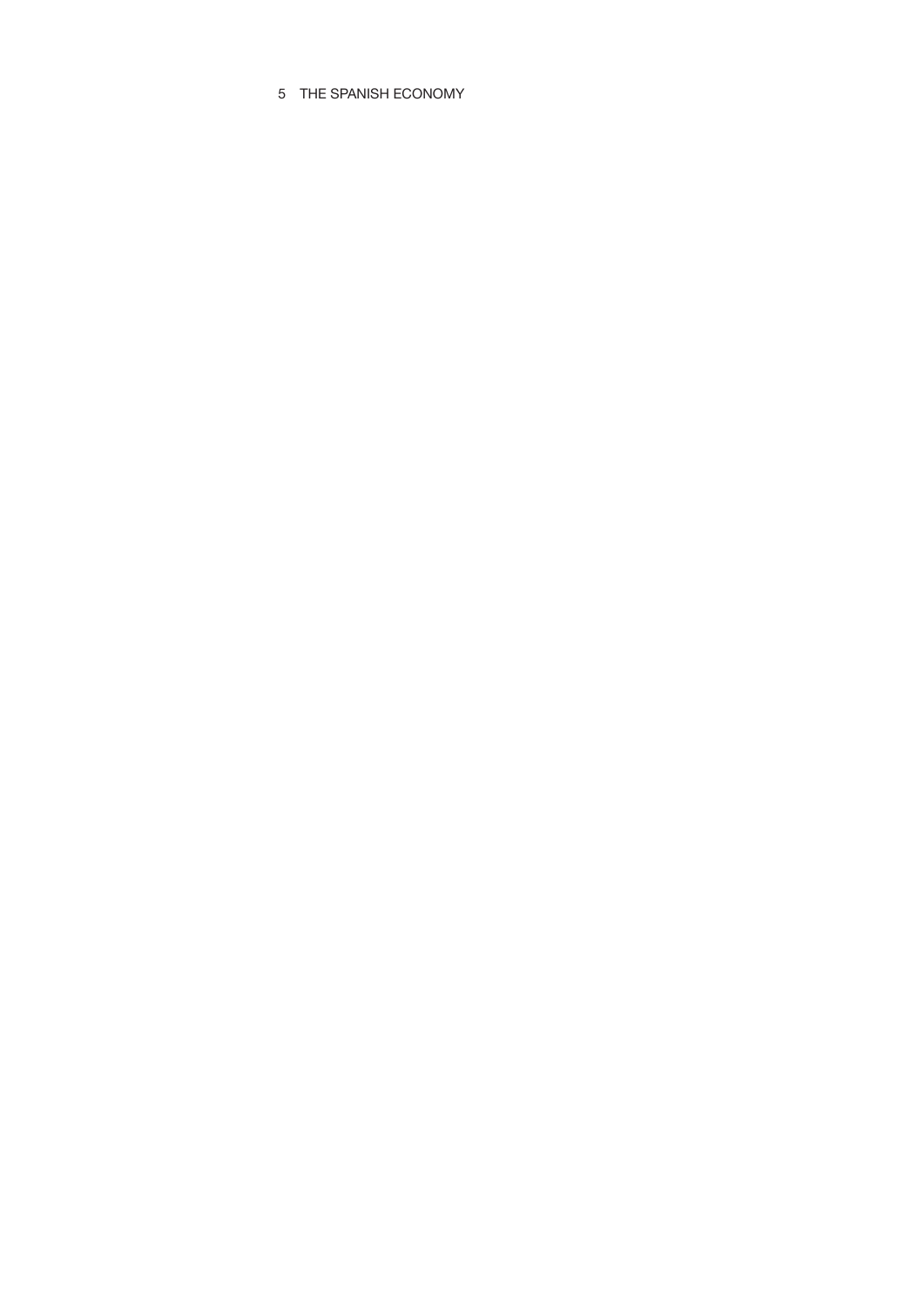# 5 THE SPANISH ECONOMY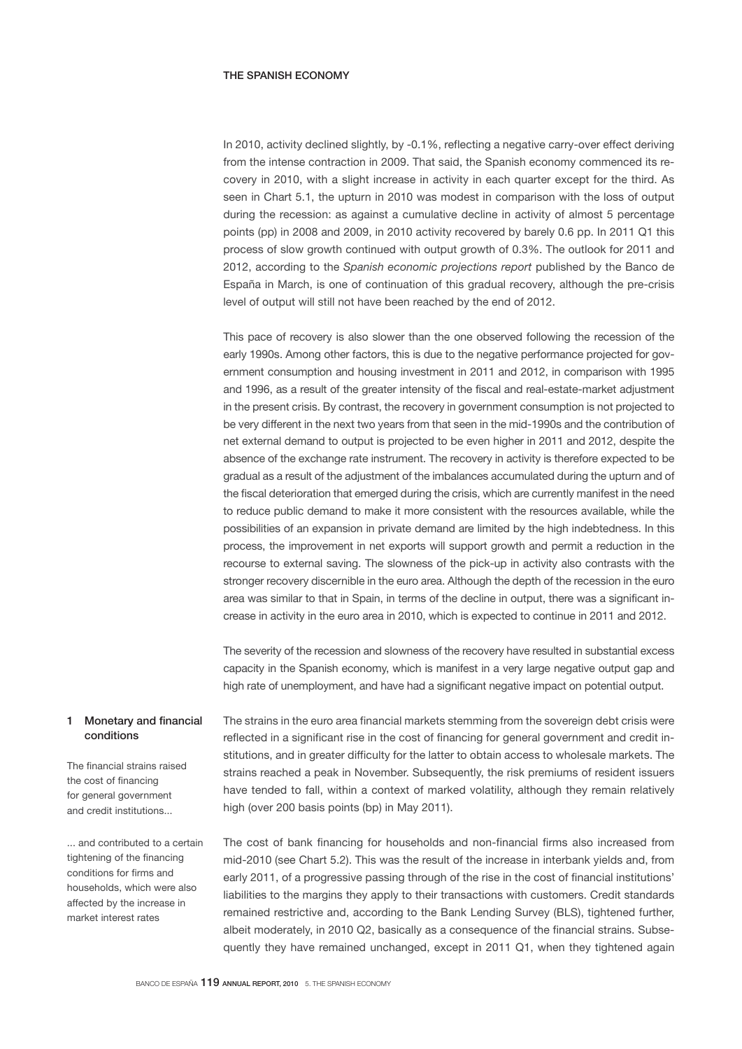## THE SPANISH ECONOMY

In 2010, activity declined slightly, by -0.1%, reflecting a negative carry-over effect deriving from the intense contraction in 2009. That said, the Spanish economy commenced its recovery in 2010, with a slight increase in activity in each quarter except for the third. As seen in Chart 5.1, the upturn in 2010 was modest in comparison with the loss of output during the recession: as against a cumulative decline in activity of almost 5 percentage points (pp) in 2008 and 2009, in 2010 activity recovered by barely 0.6 pp. In 2011 Q1 this process of slow growth continued with output growth of 0.3%. The outlook for 2011 and 2012, according to the *Spanish economic projections report* published by the Banco de España in March, is one of continuation of this gradual recovery, although the pre-crisis level of output will still not have been reached by the end of 2012.

This pace of recovery is also slower than the one observed following the recession of the early 1990s. Among other factors, this is due to the negative performance projected for government consumption and housing investment in 2011 and 2012, in comparison with 1995 and 1996, as a result of the greater intensity of the fiscal and real-estate-market adjustment in the present crisis. By contrast, the recovery in government consumption is not projected to be very different in the next two years from that seen in the mid-1990s and the contribution of net external demand to output is projected to be even higher in 2011 and 2012, despite the absence of the exchange rate instrument. The recovery in activity is therefore expected to be gradual as a result of the adjustment of the imbalances accumulated during the upturn and of the fiscal deterioration that emerged during the crisis, which are currently manifest in the need to reduce public demand to make it more consistent with the resources available, while the possibilities of an expansion in private demand are limited by the high indebtedness. In this process, the improvement in net exports will support growth and permit a reduction in the recourse to external saving. The slowness of the pick-up in activity also contrasts with the stronger recovery discernible in the euro area. Although the depth of the recession in the euro area was similar to that in Spain, in terms of the decline in output, there was a significant increase in activity in the euro area in 2010, which is expected to continue in 2011 and 2012.

The severity of the recession and slowness of the recovery have resulted in substantial excess capacity in the Spanish economy, which is manifest in a very large negative output gap and high rate of unemployment, and have had a significant negative impact on potential output.

### 1 Monetary and financial conditions

*The financial strains raised the cost of financing for general government and credit institutions...*

The strains in the euro area financial markets stemming from the sovereign debt crisis were reflected in a significant rise in the cost of financing for general government and credit institutions, and in greater difficulty for the latter to obtain access to wholesale markets. The strains reached a peak in November. Subsequently, the risk premiums of resident issuers have tended to fall, within a context of marked volatility, although they remain relatively high (over 200 basis points (bp) in May 2011).

*... and contributed to a certain tightening of the financing conditions for firms and households, which were also affected by the increase in market interest rates*

The cost of bank financing for households and non-financial firms also increased from mid-2010 (see Chart 5.2). This was the result of the increase in interbank yields and, from early 2011, of a progressive passing through of the rise in the cost of financial institutions' liabilities to the margins they apply to their transactions with customers. Credit standards remained restrictive and, according to the Bank Lending Survey (BLS), tightened further, albeit moderately, in 2010 Q2, basically as a consequence of the financial strains. Subsequently they have remained unchanged, except in 2011 Q1, when they tightened again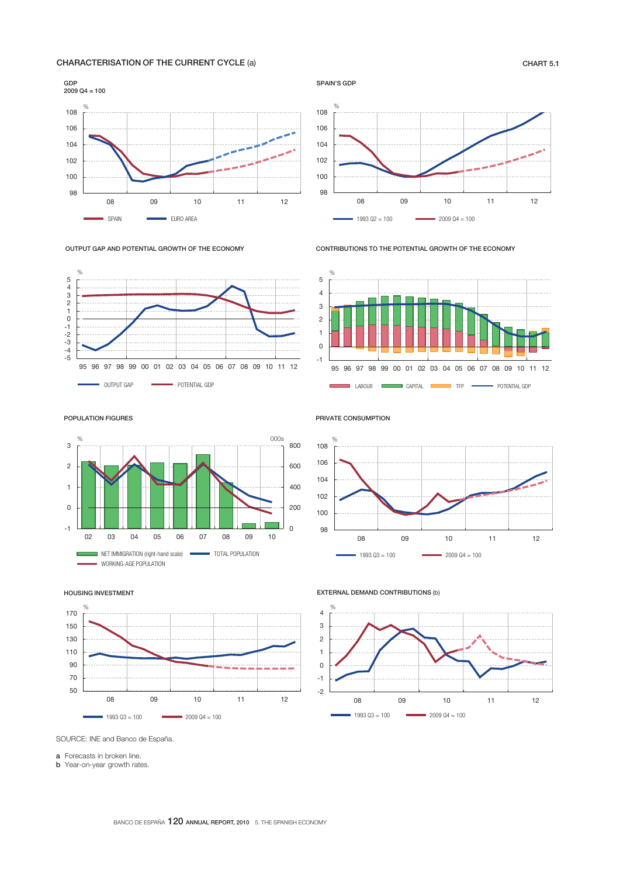CHARACTERISATION OF THE CURRENT CYCLE (a)

CHART 5.1

GDP
2009 Q4 = 100

SPAIN — EURO AREA

SPAIN'S GDP

1993 Q2 = 100 — 2009 Q4 = 100

OUTPUT GAP AND POTENTIAL GROWTH OF THE ECONOMY

OUTPUT GAP — POTENTIAL GDP

CONTRIBUTIONS TO THE POTENTIAL GROWTH OF THE ECONOMY

LABOUR — CAPITAL — TFP — POTENTIAL GDP

POPULATION FIGURES

NET IMMIGRATION (right-hand scale) — TOTAL POPULATION — WORKING-AGE POPULATION

PRIVATE CONSUMPTION

1993 Q3 = 100 — 2009 Q4 = 100

HOUSING INVESTMENT

1993 Q3 = 100 — 2009 Q4 = 100

EXTERNAL DEMAND CONTRIBUTIONS (b)

1993 Q3 = 100 — 2009 Q4 = 100

SOURCE: INE and Banco de España.

**a** Forecasts in broken line.
**b** Year-on-year growth rates.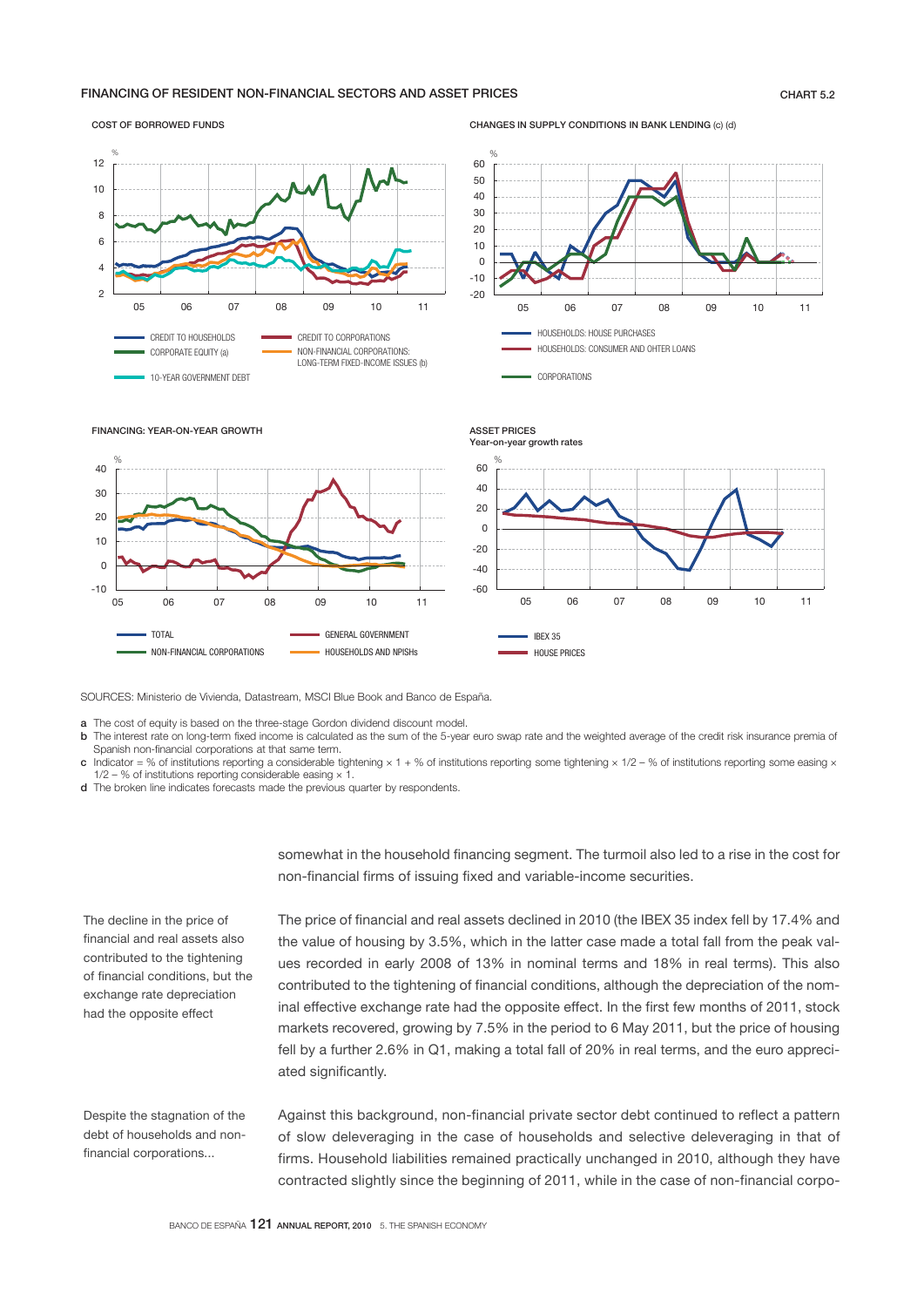## FINANCING OF RESIDENT NON-FINANCIAL SECTORS AND ASSET PRICES

CHART 5.2

COST OF BORROWED FUNDS

CREDIT TO HOUSEHOLDS
CORPORATE EQUITY (a)
10-YEAR GOVERNMENT DEBT
CREDIT TO CORPORATIONS
NON-FINANCIAL CORPORATIONS: LONG-TERM FIXED-INCOME ISSUES (b)

CHANGES IN SUPPLY CONDITIONS IN BANK LENDING (c) (d)

HOUSEHOLDS: HOUSE PURCHASES
HOUSEHOLDS: CONSUMER AND OHTER LOANS
CORPORATIONS

FINANCING: YEAR-ON-YEAR GROWTH

TOTAL
NON-FINANCIAL CORPORATIONS
GENERAL GOVERNMENT
HOUSEHOLDS AND NPISHs

ASSET PRICES
Year-on-year growth rates

IBEX 35
HOUSE PRICES

SOURCES: Ministerio de Vivienda, Datastream, MSCI Blue Book and Banco de España.

a The cost of equity is based on the three-stage Gordon dividend discount model.
b The interest rate on long-term fixed income is calculated as the sum of the 5-year euro swap rate and the weighted average of the credit risk insurance premia of Spanish non-financial corporations at that same term.
c Indicator = % of institutions reporting a considerable tightening × 1 + % of institutions reporting some tightening × 1/2 – % of institutions reporting some easing × 1/2 – % of institutions reporting considerable easing × 1.
d The broken line indicates forecasts made the previous quarter by respondents.

somewhat in the household financing segment. The turmoil also led to a rise in the cost for non-financial firms of issuing fixed and variable-income securities.

*The decline in the price of financial and real assets also contributed to the tightening of financial conditions, but the exchange rate depreciation had the opposite effect*

The price of financial and real assets declined in 2010 (the IBEX 35 index fell by 17.4% and the value of housing by 3.5%, which in the latter case made a total fall from the peak values recorded in early 2008 of 13% in nominal terms and 18% in real terms). This also contributed to the tightening of financial conditions, although the depreciation of the nominal effective exchange rate had the opposite effect. In the first few months of 2011, stock markets recovered, growing by 7.5% in the period to 6 May 2011, but the price of housing fell by a further 2.6% in Q1, making a total fall of 20% in real terms, and the euro appreciated significantly.

*Despite the stagnation of the debt of households and non-financial corporations...*

Against this background, non-financial private sector debt continued to reflect a pattern of slow deleveraging in the case of households and selective deleveraging in that of firms. Household liabilities remained practically unchanged in 2010, although they have contracted slightly since the beginning of 2011, while in the case of non-financial corpo-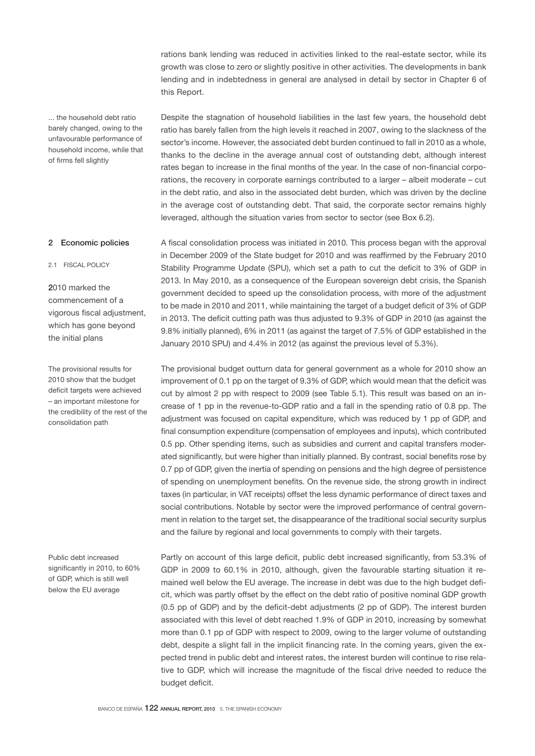rations bank lending was reduced in activities linked to the real-estate sector, while its growth was close to zero or slightly positive in other activities. The developments in bank lending and in indebtedness in general are analysed in detail by sector in Chapter 6 of this Report.

... the household debt ratio barely changed, owing to the unfavourable performance of household income, while that of firms fell slightly

Despite the stagnation of household liabilities in the last few years, the household debt ratio has barely fallen from the high levels it reached in 2007, owing to the slackness of the sector's income. However, the associated debt burden continued to fall in 2010 as a whole, thanks to the decline in the average annual cost of outstanding debt, although interest rates began to increase in the final months of the year. In the case of non-financial corporations, the recovery in corporate earnings contributed to a larger – albeit moderate – cut in the debt ratio, and also in the associated debt burden, which was driven by the decline in the average cost of outstanding debt. That said, the corporate sector remains highly leveraged, although the situation varies from sector to sector (see Box 6.2).

## 2 Economic policies

### 2.1 FISCAL POLICY

**2010 marked the commencement of a vigorous fiscal adjustment, which has gone beyond the initial plans**

A fiscal consolidation process was initiated in 2010. This process began with the approval in December 2009 of the State budget for 2010 and was reaffirmed by the February 2010 Stability Programme Update (SPU), which set a path to cut the deficit to 3% of GDP in 2013. In May 2010, as a consequence of the European sovereign debt crisis, the Spanish government decided to speed up the consolidation process, with more of the adjustment to be made in 2010 and 2011, while maintaining the target of a budget deficit of 3% of GDP in 2013. The deficit cutting path was thus adjusted to 9.3% of GDP in 2010 (as against the 9.8% initially planned), 6% in 2011 (as against the target of 7.5% of GDP established in the January 2010 SPU) and 4.4% in 2012 (as against the previous level of 5.3%).

The provisional results for 2010 show that the budget deficit targets were achieved – an important milestone for the credibility of the rest of the consolidation path

The provisional budget outturn data for general government as a whole for 2010 show an improvement of 0.1 pp on the target of 9.3% of GDP, which would mean that the deficit was cut by almost 2 pp with respect to 2009 (see Table 5.1). This result was based on an increase of 1 pp in the revenue-to-GDP ratio and a fall in the spending ratio of 0.8 pp. The adjustment was focused on capital expenditure, which was reduced by 1 pp of GDP, and final consumption expenditure (compensation of employees and inputs), which contributed 0.5 pp. Other spending items, such as subsidies and current and capital transfers moderated significantly, but were higher than initially planned. By contrast, social benefits rose by 0.7 pp of GDP, given the inertia of spending on pensions and the high degree of persistence of spending on unemployment benefits. On the revenue side, the strong growth in indirect taxes (in particular, in VAT receipts) offset the less dynamic performance of direct taxes and social contributions. Notable by sector were the improved performance of central government in relation to the target set, the disappearance of the traditional social security surplus and the failure by regional and local governments to comply with their targets.

Public debt increased significantly in 2010, to 60% of GDP, which is still well below the EU average

Partly on account of this large deficit, public debt increased significantly, from 53.3% of GDP in 2009 to 60.1% in 2010, although, given the favourable starting situation it remained well below the EU average. The increase in debt was due to the high budget deficit, which was partly offset by the effect on the debt ratio of positive nominal GDP growth (0.5 pp of GDP) and by the deficit-debt adjustments (2 pp of GDP). The interest burden associated with this level of debt reached 1.9% of GDP in 2010, increasing by somewhat more than 0.1 pp of GDP with respect to 2009, owing to the larger volume of outstanding debt, despite a slight fall in the implicit financing rate. In the coming years, given the expected trend in public debt and interest rates, the interest burden will continue to rise relative to GDP, which will increase the magnitude of the fiscal drive needed to reduce the budget deficit.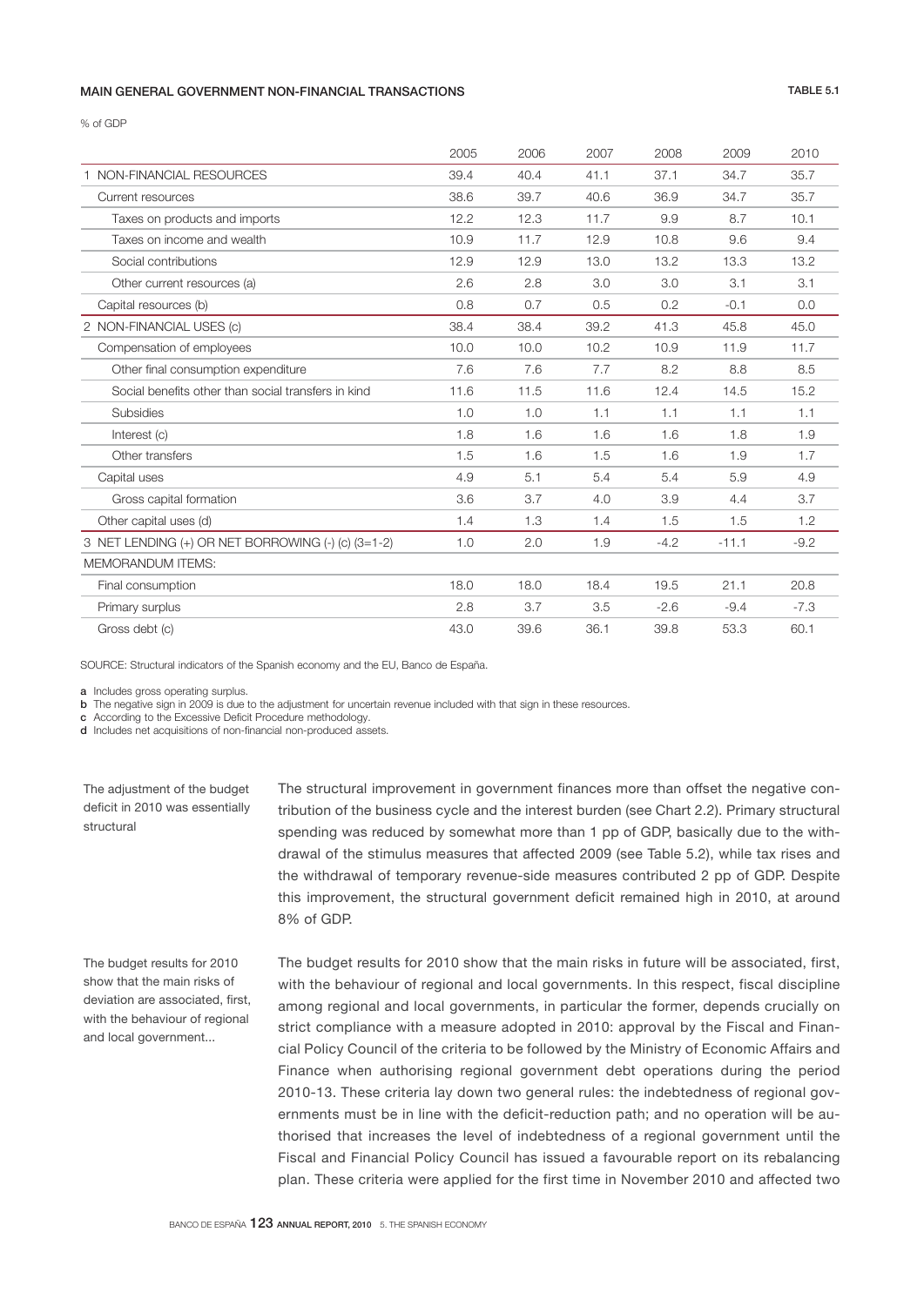**MAIN GENERAL GOVERNMENT NON-FINANCIAL TRANSACTIONS** TABLE 5.1

% of GDP

| | 2005 | 2006 | 2007 | 2008 | 2009 | 2010 |
|---|---|---|---|---|---|---|
| 1 NON-FINANCIAL RESOURCES | 39.4 | 40.4 | 41.1 | 37.1 | 34.7 | 35.7 |
| Current resources | 38.6 | 39.7 | 40.6 | 36.9 | 34.7 | 35.7 |
| Taxes on products and imports | 12.2 | 12.3 | 11.7 | 9.9 | 8.7 | 10.1 |
| Taxes on income and wealth | 10.9 | 11.7 | 12.9 | 10.8 | 9.6 | 9.4 |
| Social contributions | 12.9 | 12.9 | 13.0 | 13.2 | 13.3 | 13.2 |
| Other current resources (a) | 2.6 | 2.8 | 3.0 | 3.0 | 3.1 | 3.1 |
| Capital resources (b) | 0.8 | 0.7 | 0.5 | 0.2 | -0.1 | 0.0 |
| 2 NON-FINANCIAL USES (c) | 38.4 | 38.4 | 39.2 | 41.3 | 45.8 | 45.0 |
| Compensation of employees | 10.0 | 10.0 | 10.2 | 10.9 | 11.9 | 11.7 |
| Other final consumption expenditure | 7.6 | 7.6 | 7.7 | 8.2 | 8.8 | 8.5 |
| Social benefits other than social transfers in kind | 11.6 | 11.5 | 11.6 | 12.4 | 14.5 | 15.2 |
| Subsidies | 1.0 | 1.0 | 1.1 | 1.1 | 1.1 | 1.1 |
| Interest (c) | 1.8 | 1.6 | 1.6 | 1.6 | 1.8 | 1.9 |
| Other transfers | 1.5 | 1.6 | 1.5 | 1.6 | 1.9 | 1.7 |
| Capital uses | 4.9 | 5.1 | 5.4 | 5.4 | 5.9 | 4.9 |
| Gross capital formation | 3.6 | 3.7 | 4.0 | 3.9 | 4.4 | 3.7 |
| Other capital uses (d) | 1.4 | 1.3 | 1.4 | 1.5 | 1.5 | 1.2 |
| 3 NET LENDING (+) OR NET BORROWING (-) (c) (3=1-2) | 1.0 | 2.0 | 1.9 | -4.2 | -11.1 | -9.2 |
| MEMORANDUM ITEMS: | | | | | | |
| Final consumption | 18.0 | 18.0 | 18.4 | 19.5 | 21.1 | 20.8 |
| Primary surplus | 2.8 | 3.7 | 3.5 | -2.6 | -9.4 | -7.3 |
| Gross debt (c) | 43.0 | 39.6 | 36.1 | 39.8 | 53.3 | 60.1 |

SOURCE: Structural indicators of the Spanish economy and the EU, Banco de España.

a Includes gross operating surplus.
b The negative sign in 2009 is due to the adjustment for uncertain revenue included with that sign in these resources.
c According to the Excessive Deficit Procedure methodology.
d Includes net acquisitions of non-financial non-produced assets.

*The adjustment of the budget deficit in 2010 was essentially structural*

The structural improvement in government finances more than offset the negative contribution of the business cycle and the interest burden (see Chart 2.2). Primary structural spending was reduced by somewhat more than 1 pp of GDP, basically due to the withdrawal of the stimulus measures that affected 2009 (see Table 5.2), while tax rises and the withdrawal of temporary revenue-side measures contributed 2 pp of GDP. Despite this improvement, the structural government deficit remained high in 2010, at around 8% of GDP.

*The budget results for 2010 show that the main risks of deviation are associated, first, with the behaviour of regional and local government...*

The budget results for 2010 show that the main risks in future will be associated, first, with the behaviour of regional and local governments. In this respect, fiscal discipline among regional and local governments, in particular the former, depends crucially on strict compliance with a measure adopted in 2010: approval by the Fiscal and Financial Policy Council of the criteria to be followed by the Ministry of Economic Affairs and Finance when authorising regional government debt operations during the period 2010-13. These criteria lay down two general rules: the indebtedness of regional governments must be in line with the deficit-reduction path; and no operation will be authorised that increases the level of indebtedness of a regional government until the Fiscal and Financial Policy Council has issued a favourable report on its rebalancing plan. These criteria were applied for the first time in November 2010 and affected two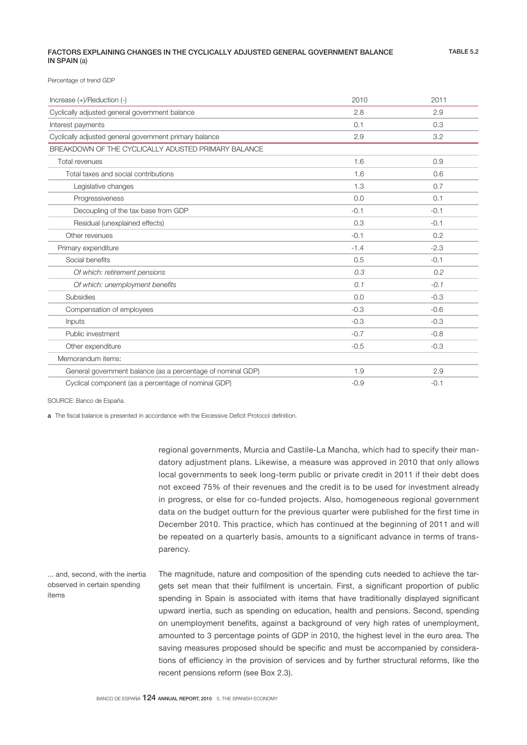**FACTORS EXPLAINING CHANGES IN THE CYCLICALLY ADJUSTED GENERAL GOVERNMENT BALANCE IN SPAIN** (a)

**TABLE 5.2**

Percentage of trend GDP

| Increase (+)/Reduction (-) | 2010 | 2011 |
|---|---|---|
| Cyclically adjusted general government balance | 2.8 | 2.9 |
| Interest payments | 0.1 | 0.3 |
| Cyclically adjusted general government primary balance | 2.9 | 3.2 |
| BREAKDOWN OF THE CYCLICALLY ADJUSTED PRIMARY BALANCE | | |
| Total revenues | 1.6 | 0.9 |
| Total taxes and social contributions | 1.6 | 0.6 |
| Legislative changes | 1.3 | 0.7 |
| Progressiveness | 0.0 | 0.1 |
| Decoupling of the tax base from GDP | -0.1 | -0.1 |
| Residual (unexplained effects) | 0.3 | -0.1 |
| Other revenues | -0.1 | 0.2 |
| Primary expenditure | -1.4 | -2.3 |
| Social benefits | 0.5 | -0.1 |
| *Of which: retirement pensions* | *0.3* | *0.2* |
| *Of which: unemployment benefits* | *0.1* | *-0.1* |
| Subsidies | 0.0 | -0.3 |
| Compensation of employees | -0.3 | -0.6 |
| Inputs | -0.3 | -0.3 |
| Public investment | -0.7 | -0.8 |
| Other expenditure | -0.5 | -0.3 |
| Memorandum items: | | |
| General government balance (as a percentage of nominal GDP) | 1.9 | 2.9 |
| Cyclical component (as a percentage of nominal GDP) | -0.9 | -0.1 |

SOURCE: Banco de España.

**a** The fiscal balance is presented in accordance with the Excessive Deficit Protocol definition.

regional governments, Murcia and Castile-La Mancha, which had to specify their mandatory adjustment plans. Likewise, a measure was approved in 2010 that only allows local governments to seek long-term public or private credit in 2011 if their debt does not exceed 75% of their revenues and the credit is to be used for investment already in progress, or else for co-funded projects. Also, homogeneous regional government data on the budget outturn for the previous quarter were published for the first time in December 2010. This practice, which has continued at the beginning of 2011 and will be repeated on a quarterly basis, amounts to a significant advance in terms of transparency.

... and, second, with the inertia observed in certain spending items

The magnitude, nature and composition of the spending cuts needed to achieve the targets set mean that their fulfilment is uncertain. First, a significant proportion of public spending in Spain is associated with items that have traditionally displayed significant upward inertia, such as spending on education, health and pensions. Second, spending on unemployment benefits, against a background of very high rates of unemployment, amounted to 3 percentage points of GDP in 2010, the highest level in the euro area. The saving measures proposed should be specific and must be accompanied by considerations of efficiency in the provision of services and by further structural reforms, like the recent pensions reform (see Box 2.3).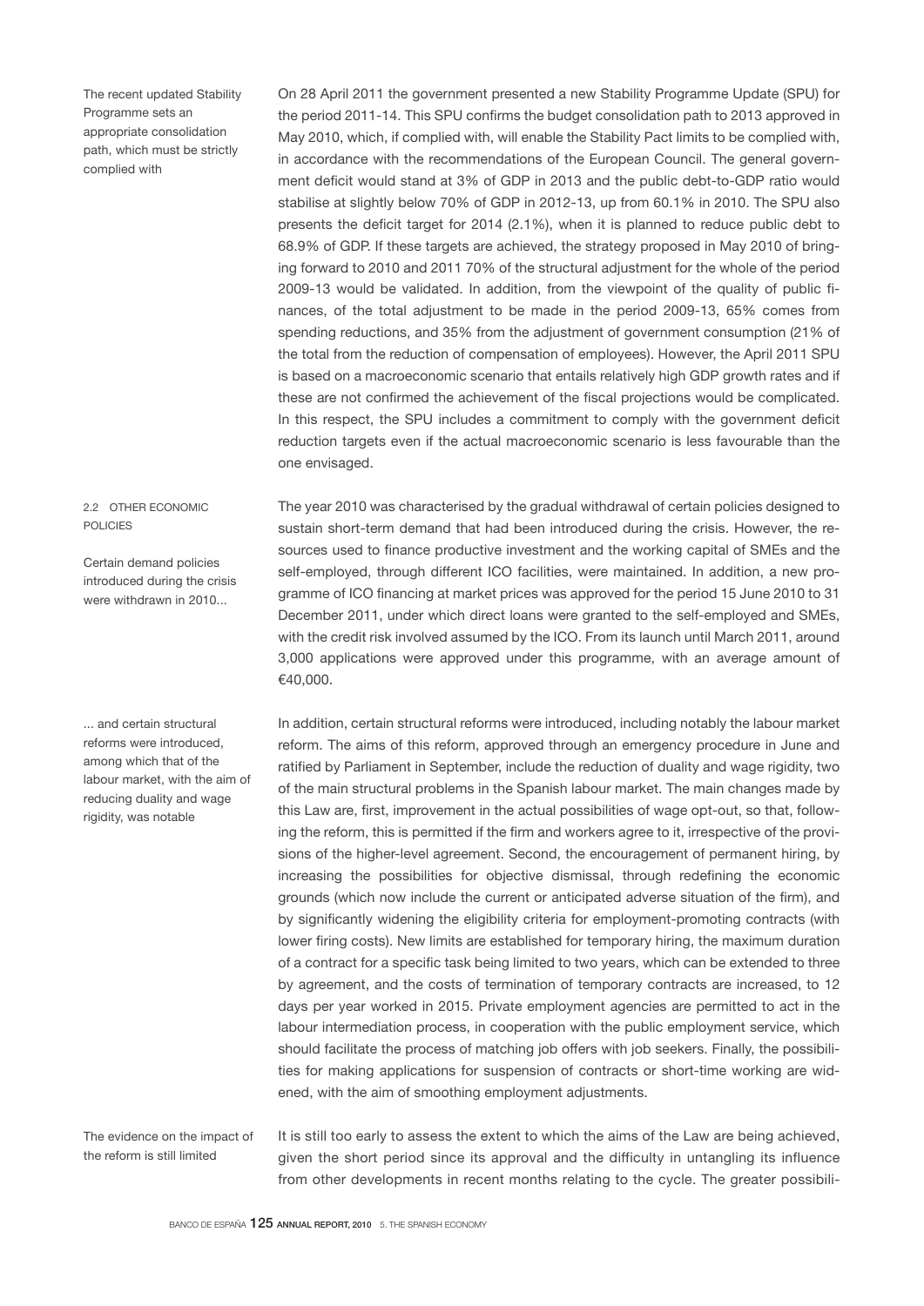The recent updated Stability Programme sets an appropriate consolidation path, which must be strictly complied with

On 28 April 2011 the government presented a new Stability Programme Update (SPU) for the period 2011-14. This SPU confirms the budget consolidation path to 2013 approved in May 2010, which, if complied with, will enable the Stability Pact limits to be complied with, in accordance with the recommendations of the European Council. The general government deficit would stand at 3% of GDP in 2013 and the public debt-to-GDP ratio would stabilise at slightly below 70% of GDP in 2012-13, up from 60.1% in 2010. The SPU also presents the deficit target for 2014 (2.1%), when it is planned to reduce public debt to 68.9% of GDP. If these targets are achieved, the strategy proposed in May 2010 of bringing forward to 2010 and 2011 70% of the structural adjustment for the whole of the period 2009-13 would be validated. In addition, from the viewpoint of the quality of public finances, of the total adjustment to be made in the period 2009-13, 65% comes from spending reductions, and 35% from the adjustment of government consumption (21% of the total from the reduction of compensation of employees). However, the April 2011 SPU is based on a macroeconomic scenario that entails relatively high GDP growth rates and if these are not confirmed the achievement of the fiscal projections would be complicated. In this respect, the SPU includes a commitment to comply with the government deficit reduction targets even if the actual macroeconomic scenario is less favourable than the one envisaged.

## 2.2 OTHER ECONOMIC POLICIES

Certain demand policies introduced during the crisis were withdrawn in 2010...

The year 2010 was characterised by the gradual withdrawal of certain policies designed to sustain short-term demand that had been introduced during the crisis. However, the resources used to finance productive investment and the working capital of SMEs and the self-employed, through different ICO facilities, were maintained. In addition, a new programme of ICO financing at market prices was approved for the period 15 June 2010 to 31 December 2011, under which direct loans were granted to the self-employed and SMEs, with the credit risk involved assumed by the ICO. From its launch until March 2011, around 3,000 applications were approved under this programme, with an average amount of €40,000.

... and certain structural reforms were introduced, among which that of the labour market, with the aim of reducing duality and wage rigidity, was notable

In addition, certain structural reforms were introduced, including notably the labour market reform. The aims of this reform, approved through an emergency procedure in June and ratified by Parliament in September, include the reduction of duality and wage rigidity, two of the main structural problems in the Spanish labour market. The main changes made by this Law are, first, improvement in the actual possibilities of wage opt-out, so that, following the reform, this is permitted if the firm and workers agree to it, irrespective of the provisions of the higher-level agreement. Second, the encouragement of permanent hiring, by increasing the possibilities for objective dismissal, through redefining the economic grounds (which now include the current or anticipated adverse situation of the firm), and by significantly widening the eligibility criteria for employment-promoting contracts (with lower firing costs). New limits are established for temporary hiring, the maximum duration of a contract for a specific task being limited to two years, which can be extended to three by agreement, and the costs of termination of temporary contracts are increased, to 12 days per year worked in 2015. Private employment agencies are permitted to act in the labour intermediation process, in cooperation with the public employment service, which should facilitate the process of matching job offers with job seekers. Finally, the possibilities for making applications for suspension of contracts or short-time working are widened, with the aim of smoothing employment adjustments.

The evidence on the impact of the reform is still limited

It is still too early to assess the extent to which the aims of the Law are being achieved, given the short period since its approval and the difficulty in untangling its influence from other developments in recent months relating to the cycle. The greater possibili-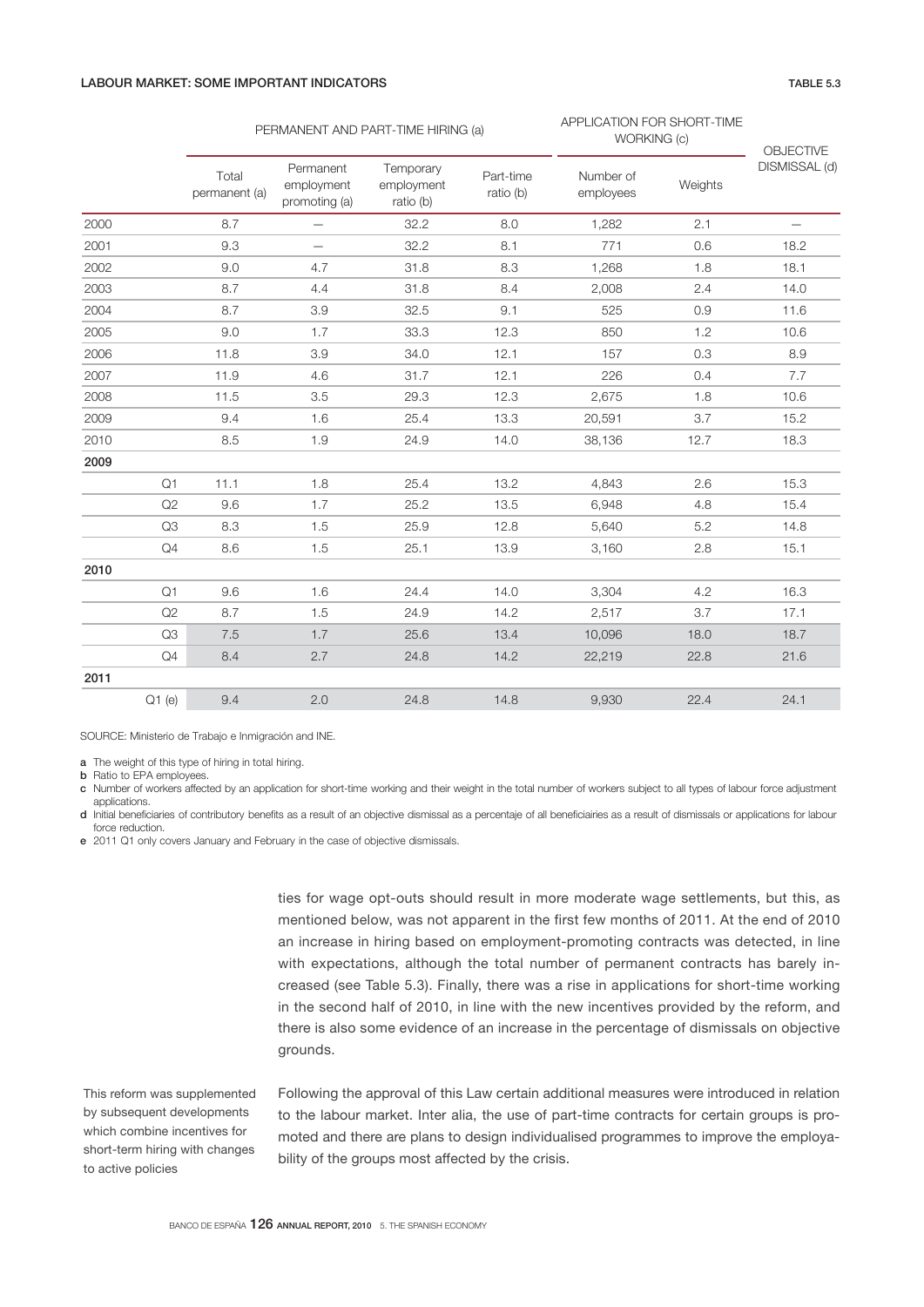**LABOUR MARKET: SOME IMPORTANT INDICATORS** TABLE 5.3

| | PERMANENT AND PART-TIME HIRING (a) | | | | APPLICATION FOR SHORT-TIME WORKING (c) | | OBJECTIVE DISMISSAL (d) |
|---|---|---|---|---|---|---|---|
| | Total permanent (a) | Permanent employment promoting (a) | Temporary employment ratio (b) | Part-time ratio (b) | Number of employees | Weights | |
| 2000 | 8.7 | — | 32.2 | 8.0 | 1,282 | 2.1 | — |
| 2001 | 9.3 | — | 32.2 | 8.1 | 771 | 0.6 | 18.2 |
| 2002 | 9.0 | 4.7 | 31.8 | 8.3 | 1,268 | 1.8 | 18.1 |
| 2003 | 8.7 | 4.4 | 31.8 | 8.4 | 2,008 | 2.4 | 14.0 |
| 2004 | 8.7 | 3.9 | 32.5 | 9.1 | 525 | 0.9 | 11.6 |
| 2005 | 9.0 | 1.7 | 33.3 | 12.3 | 850 | 1.2 | 10.6 |
| 2006 | 11.8 | 3.9 | 34.0 | 12.1 | 157 | 0.3 | 8.9 |
| 2007 | 11.9 | 4.6 | 31.7 | 12.1 | 226 | 0.4 | 7.7 |
| 2008 | 11.5 | 3.5 | 29.3 | 12.3 | 2,675 | 1.8 | 10.6 |
| 2009 | 9.4 | 1.6 | 25.4 | 13.3 | 20,591 | 3.7 | 15.2 |
| 2010 | 8.5 | 1.9 | 24.9 | 14.0 | 38,136 | 12.7 | 18.3 |
| **2009** | | | | | | | |
| Q1 | 11.1 | 1.8 | 25.4 | 13.2 | 4,843 | 2.6 | 15.3 |
| Q2 | 9.6 | 1.7 | 25.2 | 13.5 | 6,948 | 4.8 | 15.4 |
| Q3 | 8.3 | 1.5 | 25.9 | 12.8 | 5,640 | 5.2 | 14.8 |
| Q4 | 8.6 | 1.5 | 25.1 | 13.9 | 3,160 | 2.8 | 15.1 |
| **2010** | | | | | | | |
| Q1 | 9.6 | 1.6 | 24.4 | 14.0 | 3,304 | 4.2 | 16.3 |
| Q2 | 8.7 | 1.5 | 24.9 | 14.2 | 2,517 | 3.7 | 17.1 |
| Q3 | 7.5 | 1.7 | 25.6 | 13.4 | 10,096 | 18.0 | 18.7 |
| Q4 | 8.4 | 2.7 | 24.8 | 14.2 | 22,219 | 22.8 | 21.6 |
| **2011** | | | | | | | |
| Q1 (e) | 9.4 | 2.0 | 24.8 | 14.8 | 9,930 | 22.4 | 24.1 |

SOURCE: Ministerio de Trabajo e Inmigración and INE.

a The weight of this type of hiring in total hiring.

b Ratio to EPA employees.

c Number of workers affected by an application for short-time working and their weight in the total number of workers subject to all types of labour force adjustment applications.

d Initial beneficiaries of contributory benefits as a result of an objective dismissal as a percentaje of all beneficiairies as a result of dismissals or applications for labour force reduction.

e 2011 Q1 only covers January and February in the case of objective dismissals.

ties for wage opt-outs should result in more moderate wage settlements, but this, as mentioned below, was not apparent in the first few months of 2011. At the end of 2010 an increase in hiring based on employment-promoting contracts was detected, in line with expectations, although the total number of permanent contracts has barely increased (see Table 5.3). Finally, there was a rise in applications for short-time working in the second half of 2010, in line with the new incentives provided by the reform, and there is also some evidence of an increase in the percentage of dismissals on objective grounds.

This reform was supplemented by subsequent developments which combine incentives for short-term hiring with changes to active policies

Following the approval of this Law certain additional measures were introduced in relation to the labour market. Inter alia, the use of part-time contracts for certain groups is promoted and there are plans to design individualised programmes to improve the employability of the groups most affected by the crisis.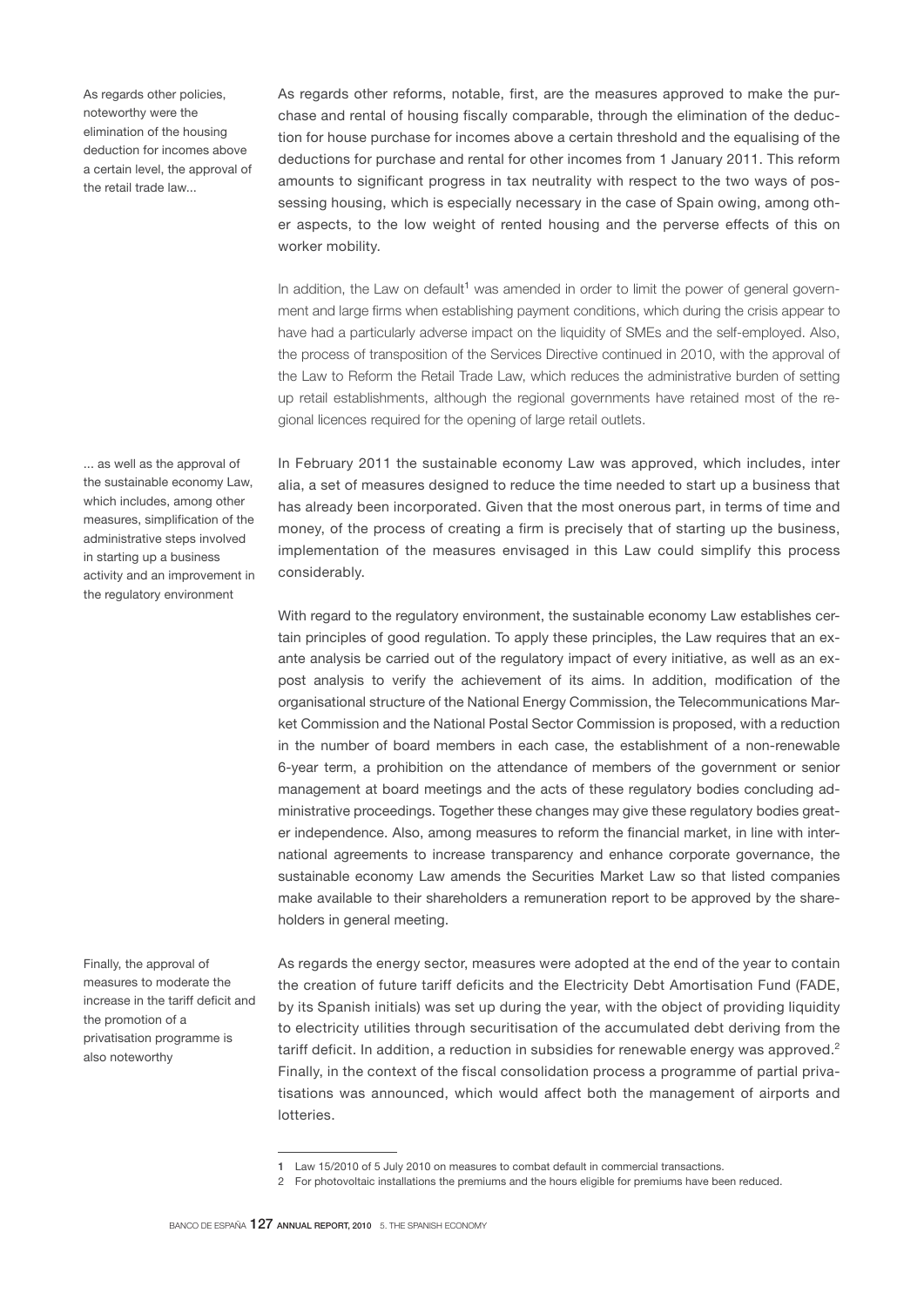As regards other policies, noteworthy were the elimination of the housing deduction for incomes above a certain level, the approval of the retail trade law...

As regards other reforms, notable, first, are the measures approved to make the purchase and rental of housing fiscally comparable, through the elimination of the deduction for house purchase for incomes above a certain threshold and the equalising of the deductions for purchase and rental for other incomes from 1 January 2011. This reform amounts to significant progress in tax neutrality with respect to the two ways of possessing housing, which is especially necessary in the case of Spain owing, among other aspects, to the low weight of rented housing and the perverse effects of this on worker mobility.

In addition, the Law on default[1] was amended in order to limit the power of general government and large firms when establishing payment conditions, which during the crisis appear to have had a particularly adverse impact on the liquidity of SMEs and the self-employed. Also, the process of transposition of the Services Directive continued in 2010, with the approval of the Law to Reform the Retail Trade Law, which reduces the administrative burden of setting up retail establishments, although the regional governments have retained most of the regional licences required for the opening of large retail outlets.

... as well as the approval of the sustainable economy Law, which includes, among other measures, simplification of the administrative steps involved in starting up a business activity and an improvement in the regulatory environment

In February 2011 the sustainable economy Law was approved, which includes, inter alia, a set of measures designed to reduce the time needed to start up a business that has already been incorporated. Given that the most onerous part, in terms of time and money, of the process of creating a firm is precisely that of starting up the business, implementation of the measures envisaged in this Law could simplify this process considerably.

With regard to the regulatory environment, the sustainable economy Law establishes certain principles of good regulation. To apply these principles, the Law requires that an ex-ante analysis be carried out of the regulatory impact of every initiative, as well as an ex-post analysis to verify the achievement of its aims. In addition, modification of the organisational structure of the National Energy Commission, the Telecommunications Market Commission and the National Postal Sector Commission is proposed, with a reduction in the number of board members in each case, the establishment of a non-renewable 6-year term, a prohibition on the attendance of members of the government or senior management at board meetings and the acts of these regulatory bodies concluding administrative proceedings. Together these changes may give these regulatory bodies greater independence. Also, among measures to reform the financial market, in line with international agreements to increase transparency and enhance corporate governance, the sustainable economy Law amends the Securities Market Law so that listed companies make available to their shareholders a remuneration report to be approved by the shareholders in general meeting.

Finally, the approval of measures to moderate the increase in the tariff deficit and the promotion of a privatisation programme is also noteworthy

As regards the energy sector, measures were adopted at the end of the year to contain the creation of future tariff deficits and the Electricity Debt Amortisation Fund (FADE, by its Spanish initials) was set up during the year, with the object of providing liquidity to electricity utilities through securitisation of the accumulated debt deriving from the tariff deficit. In addition, a reduction in subsidies for renewable energy was approved.[2] Finally, in the context of the fiscal consolidation process a programme of partial privatisations was announced, which would affect both the management of airports and lotteries.

---

1 Law 15/2010 of 5 July 2010 on measures to combat default in commercial transactions.

2 For photovoltaic installations the premiums and the hours eligible for premiums have been reduced.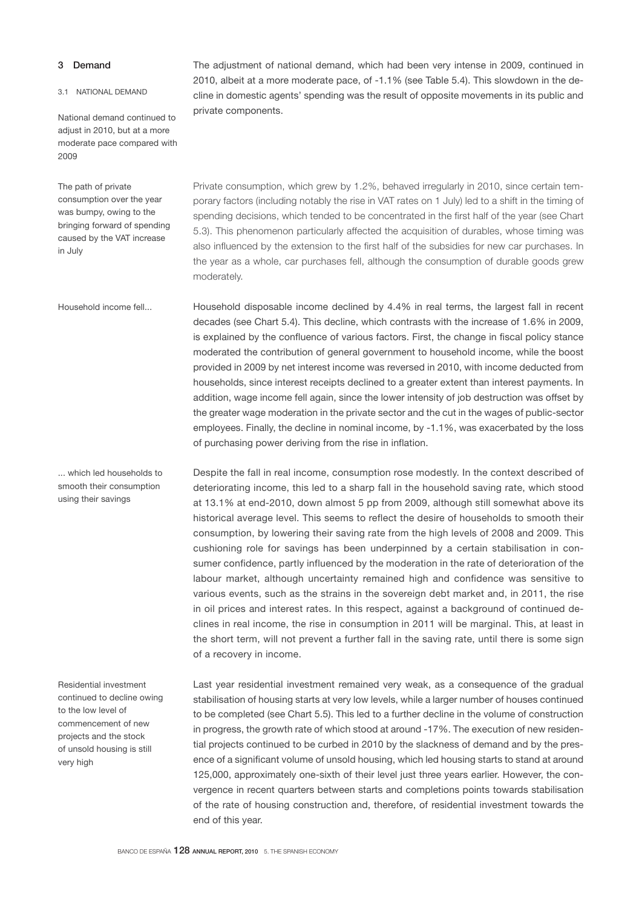## 3 Demand

### 3.1 NATIONAL DEMAND

*National demand continued to adjust in 2010, but at a more moderate pace compared with 2009*

The adjustment of national demand, which had been very intense in 2009, continued in 2010, albeit at a more moderate pace, of -1.1% (see Table 5.4). This slowdown in the decline in domestic agents' spending was the result of opposite movements in its public and private components.

*The path of private consumption over the year was bumpy, owing to the bringing forward of spending caused by the VAT increase in July*

Private consumption, which grew by 1.2%, behaved irregularly in 2010, since certain temporary factors (including notably the rise in VAT rates on 1 July) led to a shift in the timing of spending decisions, which tended to be concentrated in the first half of the year (see Chart 5.3). This phenomenon particularly affected the acquisition of durables, whose timing was also influenced by the extension to the first half of the subsidies for new car purchases. In the year as a whole, car purchases fell, although the consumption of durable goods grew moderately.

*Household income fell...*

Household disposable income declined by 4.4% in real terms, the largest fall in recent decades (see Chart 5.4). This decline, which contrasts with the increase of 1.6% in 2009, is explained by the confluence of various factors. First, the change in fiscal policy stance moderated the contribution of general government to household income, while the boost provided in 2009 by net interest income was reversed in 2010, with income deducted from households, since interest receipts declined to a greater extent than interest payments. In addition, wage income fell again, since the lower intensity of job destruction was offset by the greater wage moderation in the private sector and the cut in the wages of public-sector employees. Finally, the decline in nominal income, by -1.1%, was exacerbated by the loss of purchasing power deriving from the rise in inflation.

*... which led households to smooth their consumption using their savings*

Despite the fall in real income, consumption rose modestly. In the context described of deteriorating income, this led to a sharp fall in the household saving rate, which stood at 13.1% at end-2010, down almost 5 pp from 2009, although still somewhat above its historical average level. This seems to reflect the desire of households to smooth their consumption, by lowering their saving rate from the high levels of 2008 and 2009. This cushioning role for savings has been underpinned by a certain stabilisation in consumer confidence, partly influenced by the moderation in the rate of deterioration of the labour market, although uncertainty remained high and confidence was sensitive to various events, such as the strains in the sovereign debt market and, in 2011, the rise in oil prices and interest rates. In this respect, against a background of continued declines in real income, the rise in consumption in 2011 will be marginal. This, at least in the short term, will not prevent a further fall in the saving rate, until there is some sign of a recovery in income.

*Residential investment continued to decline owing to the low level of commencement of new projects and the stock of unsold housing is still very high*

Last year residential investment remained very weak, as a consequence of the gradual stabilisation of housing starts at very low levels, while a larger number of houses continued to be completed (see Chart 5.5). This led to a further decline in the volume of construction in progress, the growth rate of which stood at around -17%. The execution of new residential projects continued to be curbed in 2010 by the slackness of demand and by the presence of a significant volume of unsold housing, which led housing starts to stand at around 125,000, approximately one-sixth of their level just three years earlier. However, the convergence in recent quarters between starts and completions points towards stabilisation of the rate of housing construction and, therefore, of residential investment towards the end of this year.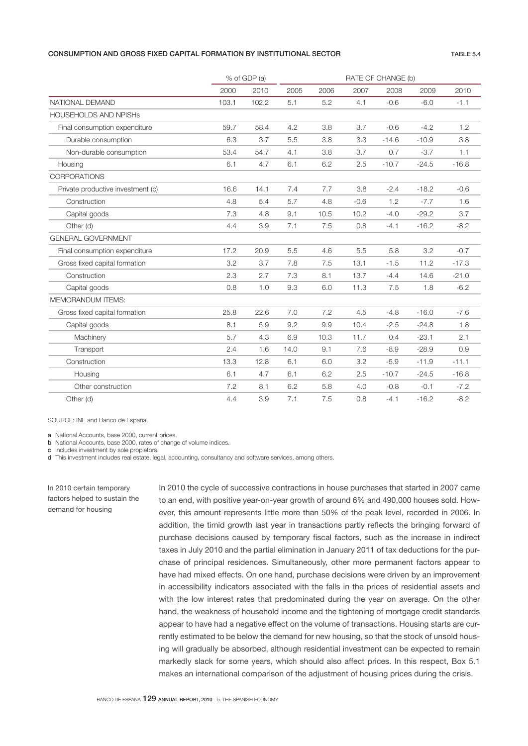**CONSUMPTION AND GROSS FIXED CAPITAL FORMATION BY INSTITUTIONAL SECTOR** TABLE 5.4

| | % of GDP (a) | | RATE OF CHANGE (b) | | | | | |
|---|---|---|---|---|---|---|---|---|
| | 2000 | 2010 | 2005 | 2006 | 2007 | 2008 | 2009 | 2010 |
| NATIONAL DEMAND | 103.1 | 102.2 | 5.1 | 5.2 | 4.1 | -0.6 | -6.0 | -1.1 |
| HOUSEHOLDS AND NPISHs | | | | | | | | |
| Final consumption expenditure | 59.7 | 58.4 | 4.2 | 3.8 | 3.7 | -0.6 | -4.2 | 1.2 |
| Durable consumption | 6.3 | 3.7 | 5.5 | 3.8 | 3.3 | -14.6 | -10.9 | 3.8 |
| Non-durable consumption | 53.4 | 54.7 | 4.1 | 3.8 | 3.7 | 0.7 | -3.7 | 1.1 |
| Housing | 6.1 | 4.7 | 6.1 | 6.2 | 2.5 | -10.7 | -24.5 | -16.8 |
| CORPORATIONS | | | | | | | | |
| Private productive investment (c) | 16.6 | 14.1 | 7.4 | 7.7 | 3.8 | -2.4 | -18.2 | -0.6 |
| Construction | 4.8 | 5.4 | 5.7 | 4.8 | -0.6 | 1.2 | -7.7 | 1.6 |
| Capital goods | 7.3 | 4.8 | 9.1 | 10.5 | 10.2 | -4.0 | -29.2 | 3.7 |
| Other (d) | 4.4 | 3.9 | 7.1 | 7.5 | 0.8 | -4.1 | -16.2 | -8.2 |
| GENERAL GOVERNMENT | | | | | | | | |
| Final consumption expenditure | 17.2 | 20.9 | 5.5 | 4.6 | 5.5 | 5.8 | 3.2 | -0.7 |
| Gross fixed capital formation | 3.2 | 3.7 | 7.8 | 7.5 | 13.1 | -1.5 | 11.2 | -17.3 |
| Construction | 2.3 | 2.7 | 7.3 | 8.1 | 13.7 | -4.4 | 14.6 | -21.0 |
| Capital goods | 0.8 | 1.0 | 9.3 | 6.0 | 11.3 | 7.5 | 1.8 | -6.2 |
| MEMORANDUM ITEMS: | | | | | | | | |
| Gross fixed capital formation | 25.8 | 22.6 | 7.0 | 7.2 | 4.5 | -4.8 | -16.0 | -7.6 |
| Capital goods | 8.1 | 5.9 | 9.2 | 9.9 | 10.4 | -2.5 | -24.8 | 1.8 |
| Machinery | 5.7 | 4.3 | 6.9 | 10.3 | 11.7 | 0.4 | -23.1 | 2.1 |
| Transport | 2.4 | 1.6 | 14.0 | 9.1 | 7.6 | -8.9 | -28.9 | 0.9 |
| Construction | 13.3 | 12.8 | 6.1 | 6.0 | 3.2 | -5.9 | -11.9 | -11.1 |
| Housing | 6.1 | 4.7 | 6.1 | 6.2 | 2.5 | -10.7 | -24.5 | -16.8 |
| Other construction | 7.2 | 8.1 | 6.2 | 5.8 | 4.0 | -0.8 | -0.1 | -7.2 |
| Other (d) | 4.4 | 3.9 | 7.1 | 7.5 | 0.8 | -4.1 | -16.2 | -8.2 |

SOURCE: INE and Banco de España.

a National Accounts, base 2000, current prices.
b National Accounts, base 2000, rates of change of volume indices.
c Includes investment by sole propietors.
d This investment includes real estate, legal, accounting, consultancy and software services, among others.

In 2010 certain temporary factors helped to sustain the demand for housing

In 2010 the cycle of successive contractions in house purchases that started in 2007 came to an end, with positive year-on-year growth of around 6% and 490,000 houses sold. However, this amount represents little more than 50% of the peak level, recorded in 2006. In addition, the timid growth last year in transactions partly reflects the bringing forward of purchase decisions caused by temporary fiscal factors, such as the increase in indirect taxes in July 2010 and the partial elimination in January 2011 of tax deductions for the purchase of principal residences. Simultaneously, other more permanent factors appear to have had mixed effects. On one hand, purchase decisions were driven by an improvement in accessibility indicators associated with the falls in the prices of residential assets and with the low interest rates that predominated during the year on average. On the other hand, the weakness of household income and the tightening of mortgage credit standards appear to have had a negative effect on the volume of transactions. Housing starts are currently estimated to be below the demand for new housing, so that the stock of unsold housing will gradually be absorbed, although residential investment can be expected to remain markedly slack for some years, which should also affect prices. In this respect, Box 5.1 makes an international comparison of the adjustment of housing prices during the crisis.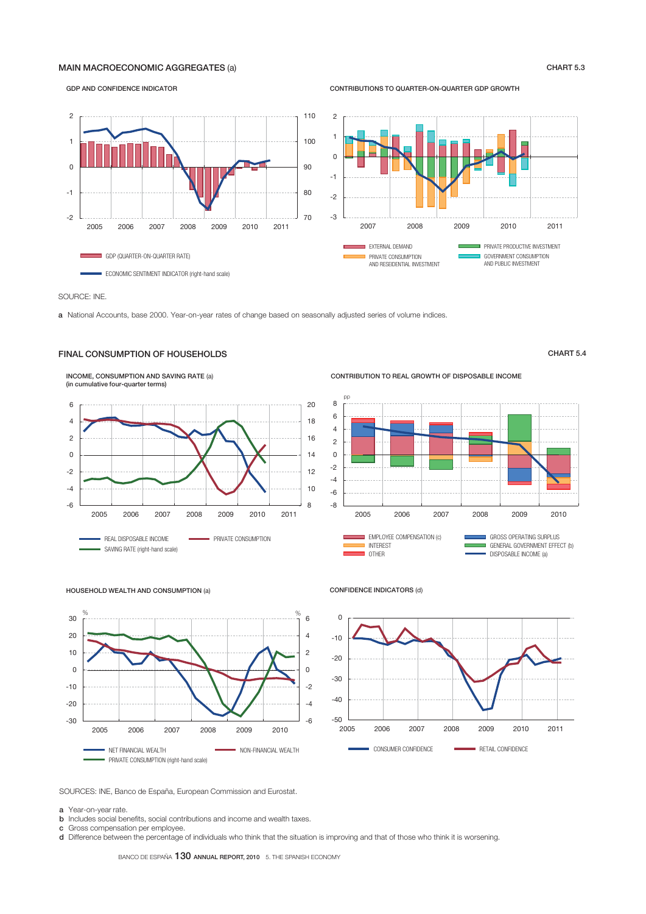## MAIN MACROECONOMIC AGGREGATES (a)

CHART 5.3

GDP AND CONFIDENCE INDICATOR

CONTRIBUTIONS TO QUARTER-ON-QUARTER GDP GROWTH

GDP (QUARTER-ON-QUARTER RATE)

ECONOMIC SENTIMENT INDICATOR (right-hand scale)

EXTERNAL DEMAND

PRIVATE CONSUMPTION AND RESIDENTIAL INVESTMENT

PRIVATE PRODUCTIVE INVESTMENT

GOVERNMENT CONSUMPTION AND PUBLIC INVESTMENT

SOURCE: INE.

a National Accounts, base 2000. Year-on-year rates of change based on seasonally adjusted series of volume indices.

## FINAL CONSUMPTION OF HOUSEHOLDS

CHART 5.4

INCOME, CONSUMPTION AND SAVING RATE (a)
(in cumulative four-quarter terms)

REAL DISPOSABLE INCOME

PRIVATE CONSUMPTION

SAVING RATE (right-hand scale)

CONTRIBUTION TO REAL GROWTH OF DISPOSABLE INCOME

EMPLOYEE COMPENSATION (c)

INTEREST

OTHER

GROSS OPERATING SURPLUS

GENERAL GOVERNMENT EFFECT (b)

DISPOSABLE INCOME (a)

HOUSEHOLD WEALTH AND CONSUMPTION (a)

NET FINANCIAL WEALTH

NON-FINANCIAL WEALTH

PRIVATE CONSUMPTION (right-hand scale)

CONFIDENCE INDICATORS (d)

CONSUMER CONFIDENCE

RETAIL CONFIDENCE

SOURCES: INE, Banco de España, European Commission and Eurostat.

a Year-on-year rate.
b Includes social benefits, social contributions and income and wealth taxes.
c Gross compensation per employee.
d Difference between the percentage of individuals who think that the situation is improving and that of those who think it is worsening.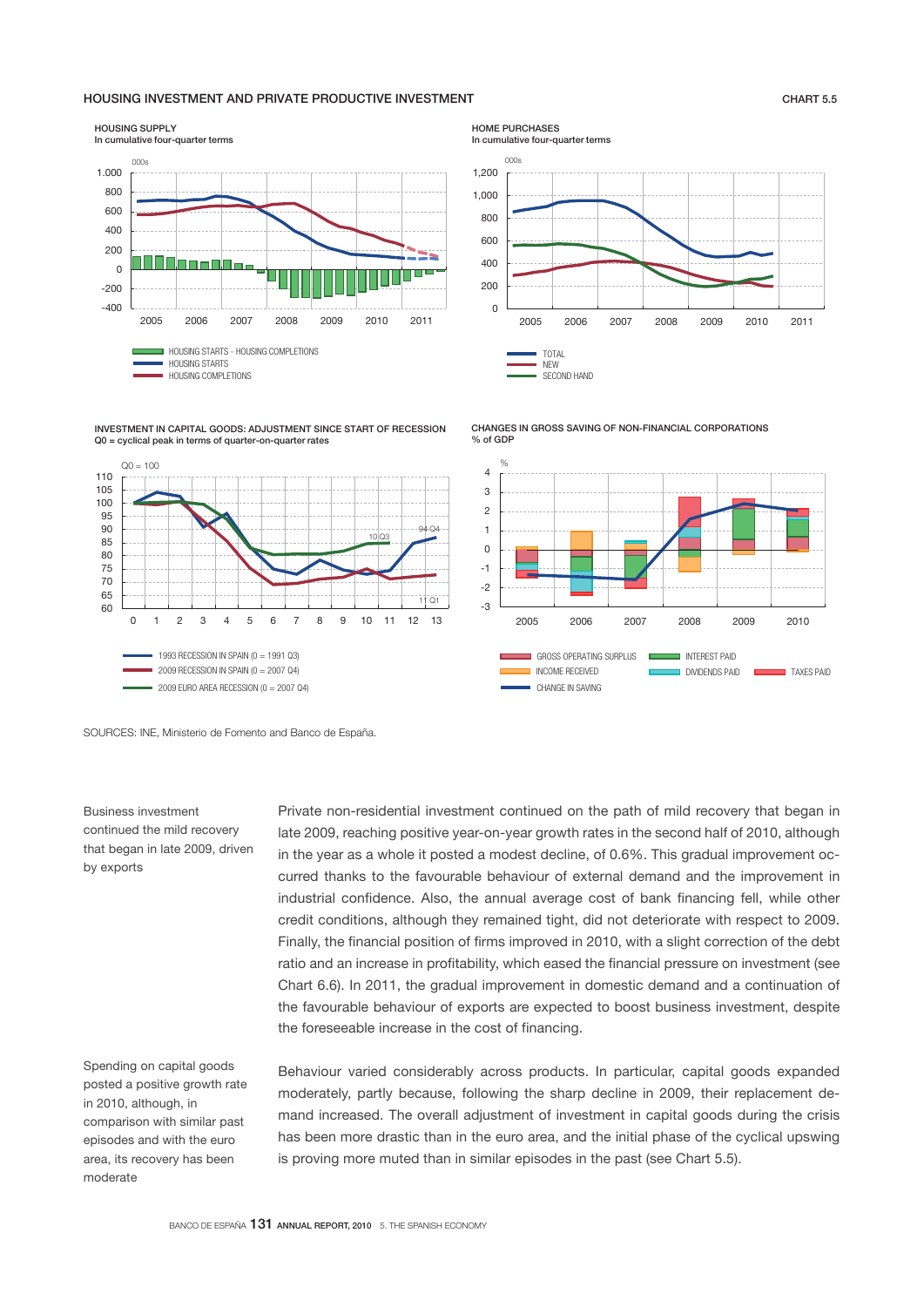## HOUSING INVESTMENT AND PRIVATE PRODUCTIVE INVESTMENT

CHART 5.5

**HOUSING SUPPLY**
In cumulative four-quarter terms

000s

HOUSING STARTS - HOUSING COMPLETIONS
HOUSING STARTS
HOUSING COMPLETIONS

**HOME PURCHASES**
In cumulative four-quarter terms

000s

TOTAL
NEW
SECOND HAND

**INVESTMENT IN CAPITAL GOODS: ADJUSTMENT SINCE START OF RECESSION**
Q0 = cyclical peak in terms of quarter-on-quarter rates

Q0 = 100

1993 RECESSION IN SPAIN (0 = 1991 Q3)
2009 RECESSION IN SPAIN (0 = 2007 Q4)
2009 EURO AREA RECESSION (0 = 2007 Q4)

**CHANGES IN GROSS SAVING OF NON-FINANCIAL CORPORATIONS**
% of GDP

GROSS OPERATING SURPLUS
INCOME RECEIVED
CHANGE IN SAVING
INTEREST PAID
DIVIDENDS PAID
TAXES PAID

SOURCES: INE, Ministerio de Fomento and Banco de España.

Business investment continued the mild recovery that began in late 2009, driven by exports

Private non-residential investment continued on the path of mild recovery that began in late 2009, reaching positive year-on-year growth rates in the second half of 2010, although in the year as a whole it posted a modest decline, of 0.6%. This gradual improvement occurred thanks to the favourable behaviour of external demand and the improvement in industrial confidence. Also, the annual average cost of bank financing fell, while other credit conditions, although they remained tight, did not deteriorate with respect to 2009. Finally, the financial position of firms improved in 2010, with a slight correction of the debt ratio and an increase in profitability, which eased the financial pressure on investment (see Chart 6.6). In 2011, the gradual improvement in domestic demand and a continuation of the favourable behaviour of exports are expected to boost business investment, despite the foreseeable increase in the cost of financing.

Spending on capital goods posted a positive growth rate in 2010, although, in comparison with similar past episodes and with the euro area, its recovery has been moderate

Behaviour varied considerably across products. In particular, capital goods expanded moderately, partly because, following the sharp decline in 2009, their replacement demand increased. The overall adjustment of investment in capital goods during the crisis has been more drastic than in the euro area, and the initial phase of the cyclical upswing is proving more muted than in similar episodes in the past (see Chart 5.5).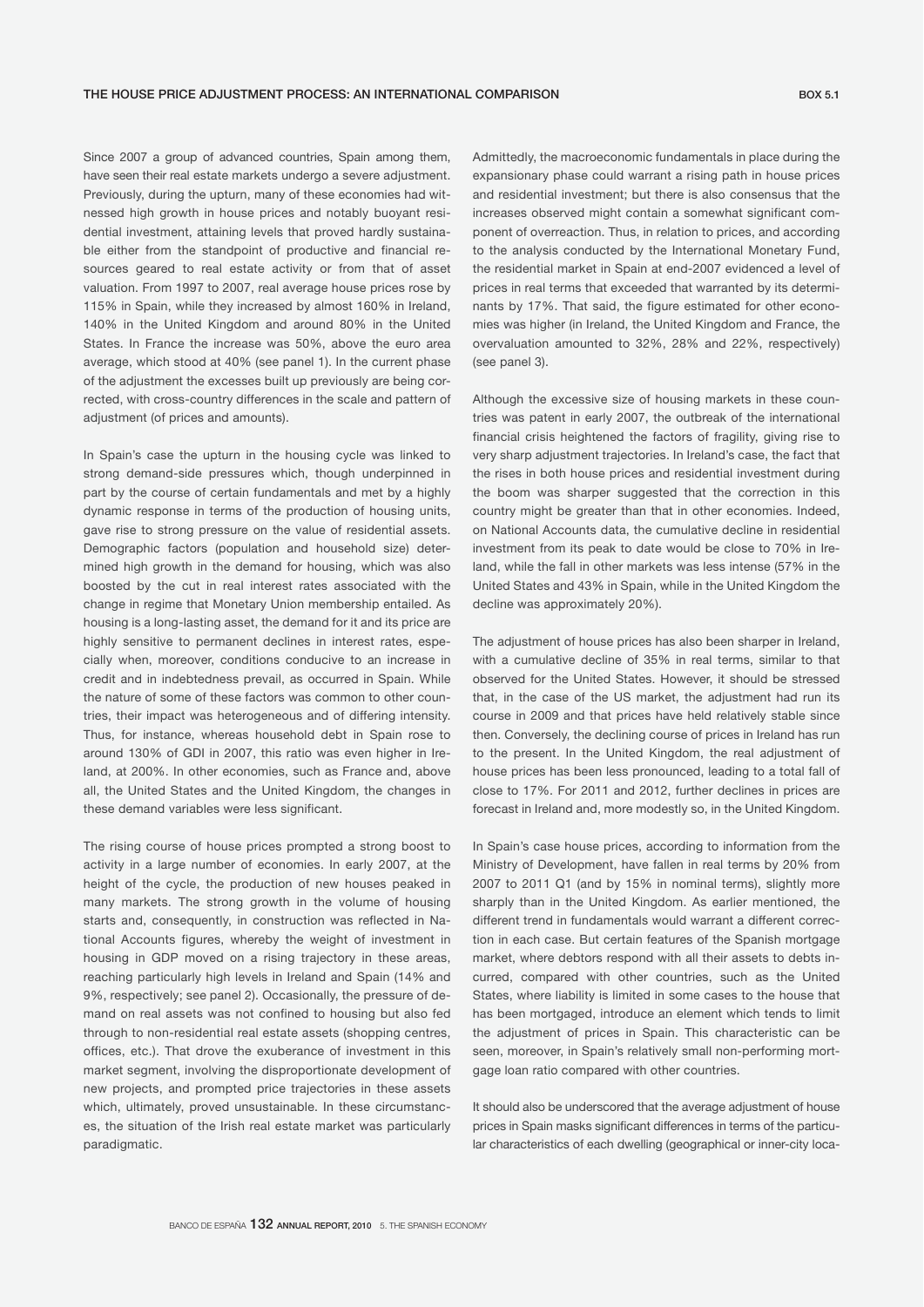## THE HOUSE PRICE ADJUSTMENT PROCESS: AN INTERNATIONAL COMPARISON

BOX 5.1

Since 2007 a group of advanced countries, Spain among them, have seen their real estate markets undergo a severe adjustment. Previously, during the upturn, many of these economies had witnessed high growth in house prices and notably buoyant residential investment, attaining levels that proved hardly sustainable either from the standpoint of productive and financial resources geared to real estate activity or from that of asset valuation. From 1997 to 2007, real average house prices rose by 115% in Spain, while they increased by almost 160% in Ireland, 140% in the United Kingdom and around 80% in the United States. In France the increase was 50%, above the euro area average, which stood at 40% (see panel 1). In the current phase of the adjustment the excesses built up previously are being corrected, with cross-country differences in the scale and pattern of adjustment (of prices and amounts).

In Spain's case the upturn in the housing cycle was linked to strong demand-side pressures which, though underpinned in part by the course of certain fundamentals and met by a highly dynamic response in terms of the production of housing units, gave rise to strong pressure on the value of residential assets. Demographic factors (population and household size) determined high growth in the demand for housing, which was also boosted by the cut in real interest rates associated with the change in regime that Monetary Union membership entailed. As housing is a long-lasting asset, the demand for it and its price are highly sensitive to permanent declines in interest rates, especially when, moreover, conditions conducive to an increase in credit and in indebtedness prevail, as occurred in Spain. While the nature of some of these factors was common to other countries, their impact was heterogeneous and of differing intensity. Thus, for instance, whereas household debt in Spain rose to around 130% of GDI in 2007, this ratio was even higher in Ireland, at 200%. In other economies, such as France and, above all, the United States and the United Kingdom, the changes in these demand variables were less significant.

The rising course of house prices prompted a strong boost to activity in a large number of economies. In early 2007, at the height of the cycle, the production of new houses peaked in many markets. The strong growth in the volume of housing starts and, consequently, in construction was reflected in National Accounts figures, whereby the weight of investment in housing in GDP moved on a rising trajectory in these areas, reaching particularly high levels in Ireland and Spain (14% and 9%, respectively; see panel 2). Occasionally, the pressure of demand on real assets was not confined to housing but also fed through to non-residential real estate assets (shopping centres, offices, etc.). That drove the exuberance of investment in this market segment, involving the disproportionate development of new projects, and prompted price trajectories in these assets which, ultimately, proved unsustainable. In these circumstances, the situation of the Irish real estate market was particularly paradigmatic.

Admittedly, the macroeconomic fundamentals in place during the expansionary phase could warrant a rising path in house prices and residential investment; but there is also consensus that the increases observed might contain a somewhat significant component of overreaction. Thus, in relation to prices, and according to the analysis conducted by the International Monetary Fund, the residential market in Spain at end-2007 evidenced a level of prices in real terms that exceeded that warranted by its determinants by 17%. That said, the figure estimated for other economies was higher (in Ireland, the United Kingdom and France, the overvaluation amounted to 32%, 28% and 22%, respectively) (see panel 3).

Although the excessive size of housing markets in these countries was patent in early 2007, the outbreak of the international financial crisis heightened the factors of fragility, giving rise to very sharp adjustment trajectories. In Ireland's case, the fact that the rises in both house prices and residential investment during the boom was sharper suggested that the correction in this country might be greater than that in other economies. Indeed, on National Accounts data, the cumulative decline in residential investment from its peak to date would be close to 70% in Ireland, while the fall in other markets was less intense (57% in the United States and 43% in Spain, while in the United Kingdom the decline was approximately 20%).

The adjustment of house prices has also been sharper in Ireland, with a cumulative decline of 35% in real terms, similar to that observed for the United States. However, it should be stressed that, in the case of the US market, the adjustment had run its course in 2009 and that prices have held relatively stable since then. Conversely, the declining course of prices in Ireland has run to the present. In the United Kingdom, the real adjustment of house prices has been less pronounced, leading to a total fall of close to 17%. For 2011 and 2012, further declines in prices are forecast in Ireland and, more modestly so, in the United Kingdom.

In Spain's case house prices, according to information from the Ministry of Development, have fallen in real terms by 20% from 2007 to 2011 Q1 (and by 15% in nominal terms), slightly more sharply than in the United Kingdom. As earlier mentioned, the different trend in fundamentals would warrant a different correction in each case. But certain features of the Spanish mortgage market, where debtors respond with all their assets to debts incurred, compared with other countries, such as the United States, where liability is limited in some cases to the house that has been mortgaged, introduce an element which tends to limit the adjustment of prices in Spain. This characteristic can be seen, moreover, in Spain's relatively small non-performing mortgage loan ratio compared with other countries.

It should also be underscored that the average adjustment of house prices in Spain masks significant differences in terms of the particular characteristics of each dwelling (geographical or inner-city loca-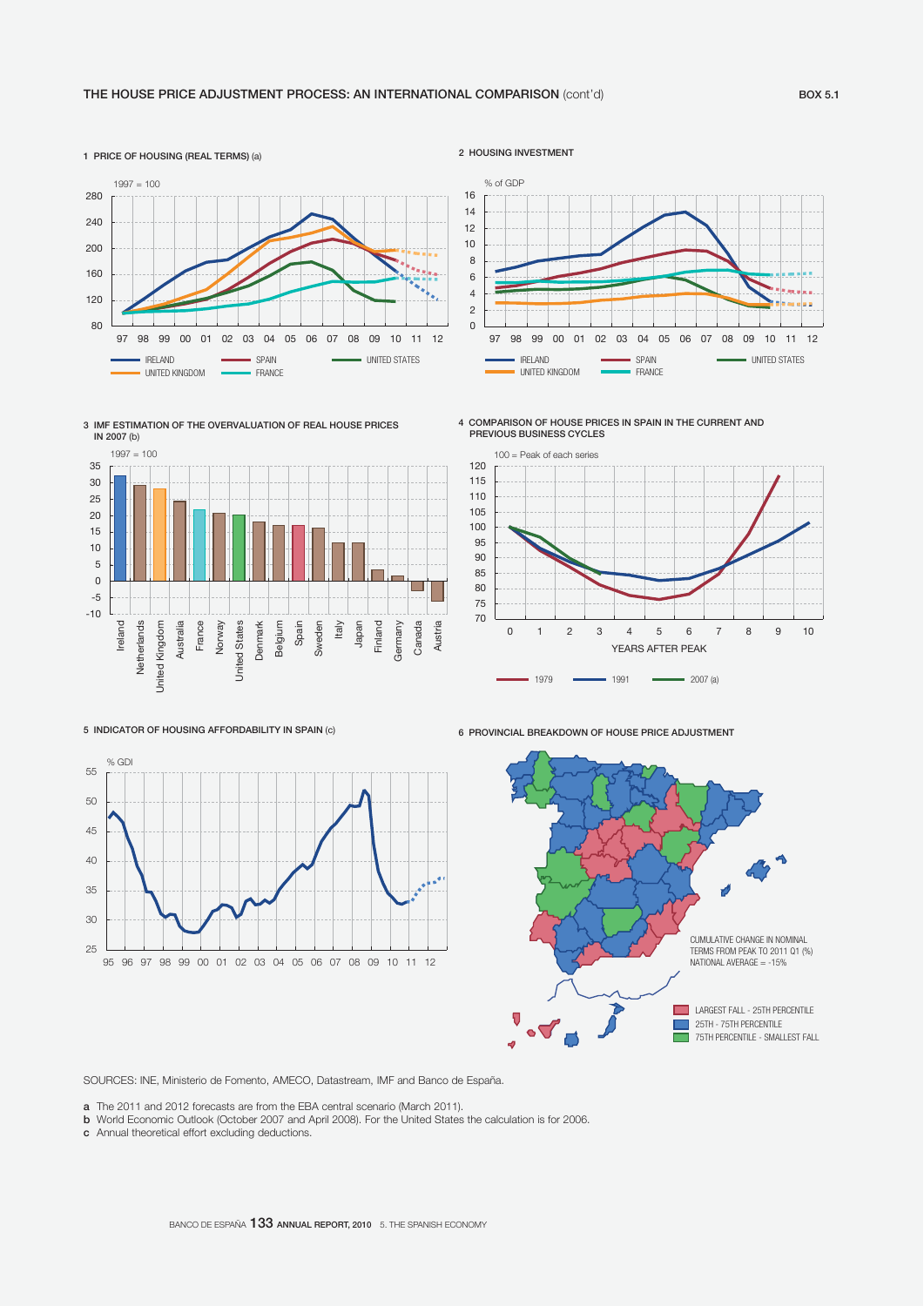## THE HOUSE PRICE ADJUSTMENT PROCESS: AN INTERNATIONAL COMPARISON (cont'd)

BOX 5.1

**1 PRICE OF HOUSING (REAL TERMS) (a)**

1997 = 100

IRELAND — SPAIN — UNITED STATES — UNITED KINGDOM — FRANCE

**2 HOUSING INVESTMENT**

% of GDP

IRELAND — SPAIN — UNITED STATES — UNITED KINGDOM — FRANCE

**3 IMF ESTIMATION OF THE OVERVALUATION OF REAL HOUSE PRICES IN 2007 (b)**

1997 = 100

Ireland, Netherlands, United Kingdom, Australia, France, Norway, United States, Denmark, Belgium, Spain, Sweden, Italy, Japan, Finland, Germany, Canada, Austria

**4 COMPARISON OF HOUSE PRICES IN SPAIN IN THE CURRENT AND PREVIOUS BUSINESS CYCLES**

100 = Peak of each series

YEARS AFTER PEAK

1979 — 1991 — 2007 (a)

**5 INDICATOR OF HOUSING AFFORDABILITY IN SPAIN (c)**

% GDI

**6 PROVINCIAL BREAKDOWN OF HOUSE PRICE ADJUSTMENT**

CUMULATIVE CHANGE IN NOMINAL TERMS FROM PEAK TO 2011 Q1 (%) NATIONAL AVERAGE = -15%

LARGEST FALL - 25TH PERCENTILE

25TH - 75TH PERCENTILE

75TH PERCENTILE - SMALLEST FALL

SOURCES: INE, Ministerio de Fomento, AMECO, Datastream, IMF and Banco de España.

a The 2011 and 2012 forecasts are from the EBA central scenario (March 2011).
b World Economic Outlook (October 2007 and April 2008). For the United States the calculation is for 2006.
c Annual theoretical effort excluding deductions.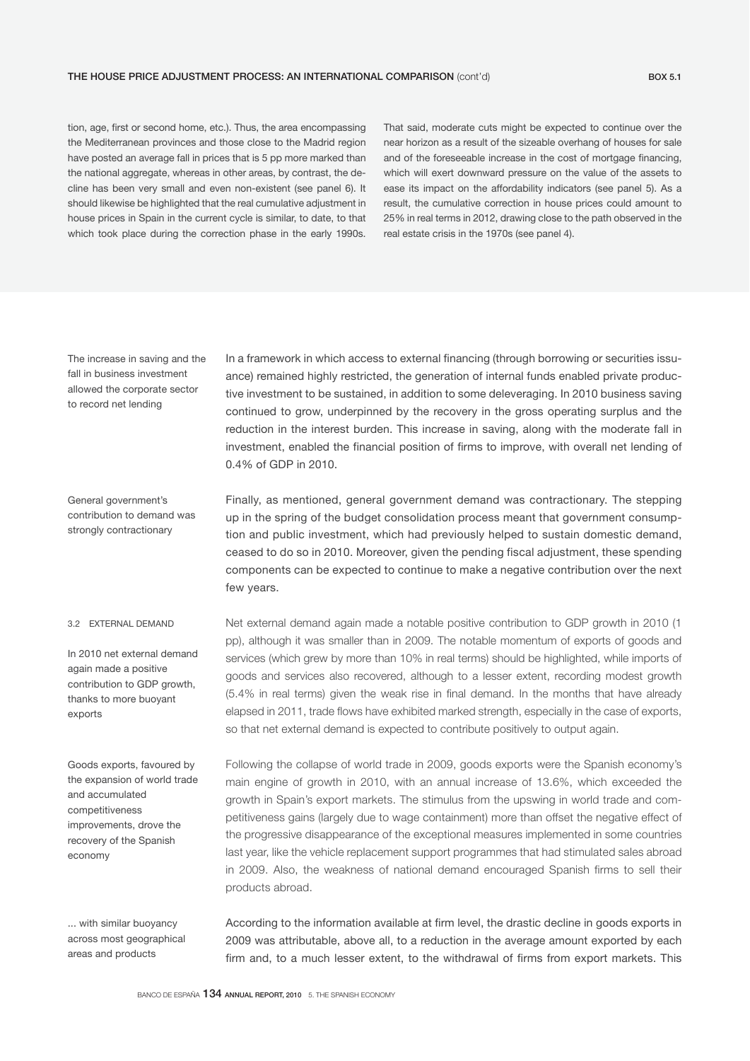tion, age, first or second home, etc.). Thus, the area encompassing the Mediterranean provinces and those close to the Madrid region have posted an average fall in prices that is 5 pp more marked than the national aggregate, whereas in other areas, by contrast, the decline has been very small and even non-existent (see panel 6). It should likewise be highlighted that the real cumulative adjustment in house prices in Spain in the current cycle is similar, to date, to that which took place during the correction phase in the early 1990s.

That said, moderate cuts might be expected to continue over the near horizon as a result of the sizeable overhang of houses for sale and of the foreseeable increase in the cost of mortgage financing, which will exert downward pressure on the value of the assets to ease its impact on the affordability indicators (see panel 5). As a result, the cumulative correction in house prices could amount to 25% in real terms in 2012, drawing close to the path observed in the real estate crisis in the 1970s (see panel 4).

*The increase in saving and the fall in business investment allowed the corporate sector to record net lending*

In a framework in which access to external financing (through borrowing or securities issuance) remained highly restricted, the generation of internal funds enabled private productive investment to be sustained, in addition to some deleveraging. In 2010 business saving continued to grow, underpinned by the recovery in the gross operating surplus and the reduction in the interest burden. This increase in saving, along with the moderate fall in investment, enabled the financial position of firms to improve, with overall net lending of 0.4% of GDP in 2010.

*General government's contribution to demand was strongly contractionary*

Finally, as mentioned, general government demand was contractionary. The stepping up in the spring of the budget consolidation process meant that government consumption and public investment, which had previously helped to sustain domestic demand, ceased to do so in 2010. Moreover, given the pending fiscal adjustment, these spending components can be expected to continue to make a negative contribution over the next few years.

## 3.2 EXTERNAL DEMAND

*In 2010 net external demand again made a positive contribution to GDP growth, thanks to more buoyant exports*

Net external demand again made a notable positive contribution to GDP growth in 2010 (1 pp), although it was smaller than in 2009. The notable momentum of exports of goods and services (which grew by more than 10% in real terms) should be highlighted, while imports of goods and services also recovered, although to a lesser extent, recording modest growth (5.4% in real terms) given the weak rise in final demand. In the months that have already elapsed in 2011, trade flows have exhibited marked strength, especially in the case of exports, so that net external demand is expected to contribute positively to output again.

*Goods exports, favoured by the expansion of world trade and accumulated competitiveness improvements, drove the recovery of the Spanish economy*

Following the collapse of world trade in 2009, goods exports were the Spanish economy's main engine of growth in 2010, with an annual increase of 13.6%, which exceeded the growth in Spain's export markets. The stimulus from the upswing in world trade and competitiveness gains (largely due to wage containment) more than offset the negative effect of the progressive disappearance of the exceptional measures implemented in some countries last year, like the vehicle replacement support programmes that had stimulated sales abroad in 2009. Also, the weakness of national demand encouraged Spanish firms to sell their products abroad.

*... with similar buoyancy across most geographical areas and products*

According to the information available at firm level, the drastic decline in goods exports in 2009 was attributable, above all, to a reduction in the average amount exported by each firm and, to a much lesser extent, to the withdrawal of firms from export markets. This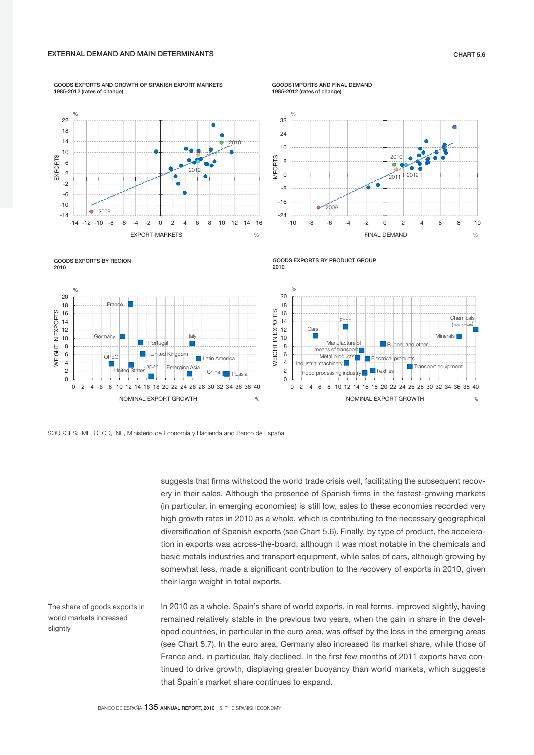EXTERNAL DEMAND AND MAIN DETERMINANTS

CHART 5.6

GOODS EXPORTS AND GROWTH OF SPANISH EXPORT MARKETS
1985-2012 (rates of change)

GOODS IMPORTS AND FINAL DEMAND
1985-2012 (rates of change)

GOODS EXPORTS BY REGION
2010

GOODS EXPORTS BY PRODUCT GROUP
2010

SOURCES: IMF, OECD, INE, Ministerio de Economía y Hacienda and Banco de España.

suggests that firms withstood the world trade crisis well, facilitating the subsequent recovery in their sales. Although the presence of Spanish firms in the fastest-growing markets (in particular, in emerging economies) is still low, sales to these economies recorded very high growth rates in 2010 as a whole, which is contributing to the necessary geographical diversification of Spanish exports (see Chart 5.6). Finally, by type of product, the acceleration in exports was across-the-board, although it was most notable in the chemicals and basic metals industries and transport equipment, while sales of cars, although growing by somewhat less, made a significant contribution to the recovery of exports in 2010, given their large weight in total exports.

The share of goods exports in world markets increased slightly

In 2010 as a whole, Spain's share of world exports, in real terms, improved slightly, having remained relatively stable in the previous two years, when the gain in share in the developed countries, in particular in the euro area, was offset by the loss in the emerging areas (see Chart 5.7). In the euro area, Germany also increased its market share, while those of France and, in particular, Italy declined. In the first few months of 2011 exports have continued to drive growth, displaying greater buoyancy than world markets, which suggests that Spain's market share continues to expand.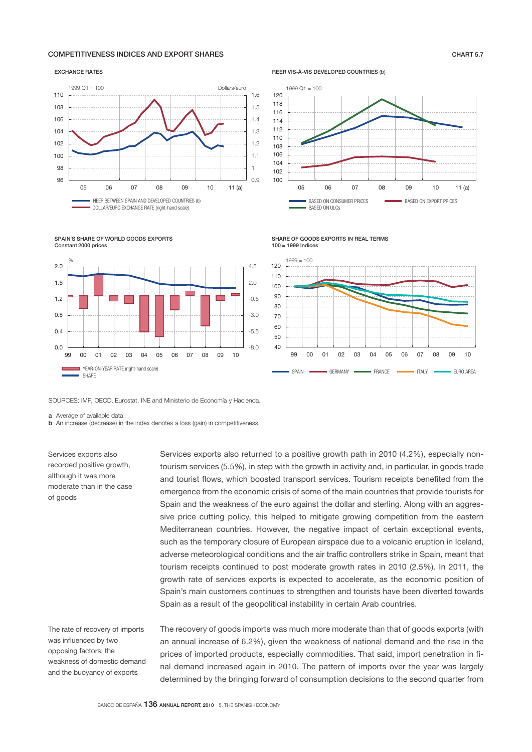## COMPETITIVENESS INDICES AND EXPORT SHARES

CHART 5.7

**EXCHANGE RATES**

1999 Q1 = 100 — Dollars/euro

- NEER BETWEEN SPAIN AND DEVELOPED COUNTRIES (b)
- DOLLAR/EURO EXCHANGE RATE (right-hand scale)

**REER VIS-À-VIS DEVELOPED COUNTRIES (b)**

1999 Q1 = 100

- BASED ON CONSUMER PRICES
- BASED ON EXPORT PRICES
- BASED ON ULCs

**SPAIN'S SHARE OF WORLD GOODS EXPORTS**
Constant 2000 prices

%

- YEAR-ON-YEAR RATE (right-hand scale)
- SHARE

**SHARE OF GOODS EXPORTS IN REAL TERMS**
100 = 1999 Indices

1999 = 100

- SPAIN
- GERMANY
- FRANCE
- ITALY
- EURO AREA

SOURCES: IMF, OECD, Eurostat, INE and Ministerio de Economía y Hacienda.

**a** Average of available data.
**b** An increase (decrease) in the index denotes a loss (gain) in competitiveness.

*Services exports also recorded positive growth, although it was more moderate than in the case of goods*

Services exports also returned to a positive growth path in 2010 (4.2%), especially non-tourism services (5.5%), in step with the growth in activity and, in particular, in goods trade and tourist flows, which boosted transport services. Tourism receipts benefited from the emergence from the economic crisis of some of the main countries that provide tourists for Spain and the weakness of the euro against the dollar and sterling. Along with an aggressive price cutting policy, this helped to mitigate growing competition from the eastern Mediterranean countries. However, the negative impact of certain exceptional events, such as the temporary closure of European airspace due to a volcanic eruption in Iceland, adverse meteorological conditions and the air traffic controllers strike in Spain, meant that tourism receipts continued to post moderate growth rates in 2010 (2.5%). In 2011, the growth rate of services exports is expected to accelerate, as the economic position of Spain's main customers continues to strengthen and tourists have been diverted towards Spain as a result of the geopolitical instability in certain Arab countries.

*The rate of recovery of imports was influenced by two opposing factors: the weakness of domestic demand and the buoyancy of exports*

The recovery of goods imports was much more moderate than that of goods exports (with an annual increase of 6.2%), given the weakness of national demand and the rise in the prices of imported products, especially commodities. That said, import penetration in final demand increased again in 2010. The pattern of imports over the year was largely determined by the bringing forward of consumption decisions to the second quarter from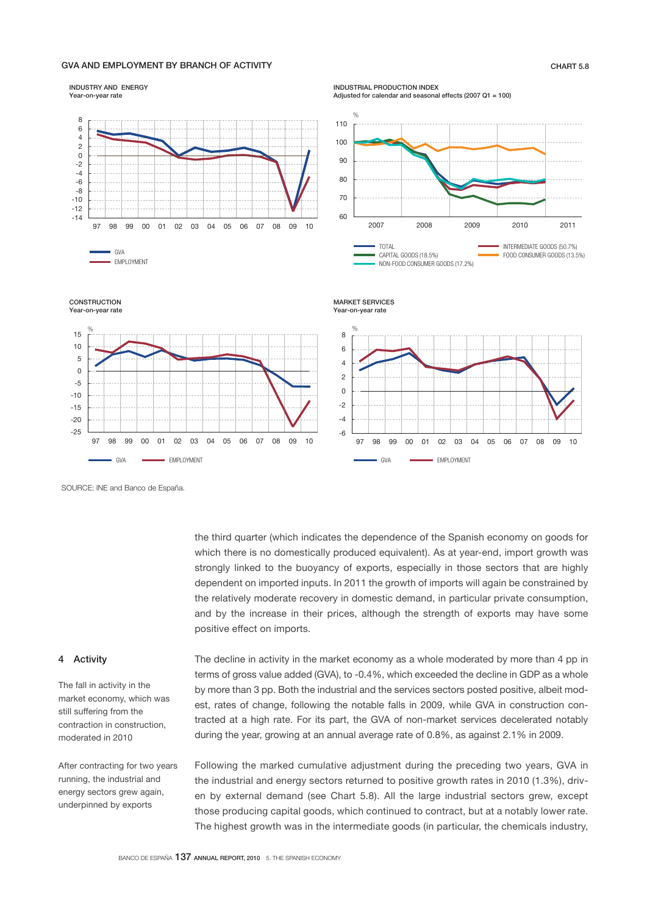## GVA AND EMPLOYMENT BY BRANCH OF ACTIVITY

CHART 5.8

INDUSTRY AND ENERGY
Year-on-year rate

INDUSTRIAL PRODUCTION INDEX
Adjusted for calendar and seasonal effects (2007 Q1 = 100)

CONSTRUCTION
Year-on-year rate

MARKET SERVICES
Year-on-year rate

SOURCE: INE and Banco de España.

the third quarter (which indicates the dependence of the Spanish economy on goods for which there is no domestically produced equivalent). As at year-end, import growth was strongly linked to the buoyancy of exports, especially in those sectors that are highly dependent on imported inputs. In 2011 the growth of imports will again be constrained by the relatively moderate recovery in domestic demand, in particular private consumption, and by the increase in their prices, although the strength of exports may have some positive effect on imports.

### 4 Activity

*The fall in activity in the market economy, which was still suffering from the contraction in construction, moderated in 2010*

The decline in activity in the market economy as a whole moderated by more than 4 pp in terms of gross value added (GVA), to -0.4%, which exceeded the decline in GDP as a whole by more than 3 pp. Both the industrial and the services sectors posted positive, albeit modest, rates of change, following the notable falls in 2009, while GVA in construction contracted at a high rate. For its part, the GVA of non-market services decelerated notably during the year, growing at an annual average rate of 0.8%, as against 2.1% in 2009.

*After contracting for two years running, the industrial and energy sectors grew again, underpinned by exports*

Following the marked cumulative adjustment during the preceding two years, GVA in the industrial and energy sectors returned to positive growth rates in 2010 (1.3%), driven by external demand (see Chart 5.8). All the large industrial sectors grew, except those producing capital goods, which continued to contract, but at a notably lower rate. The highest growth was in the intermediate goods (in particular, the chemicals industry,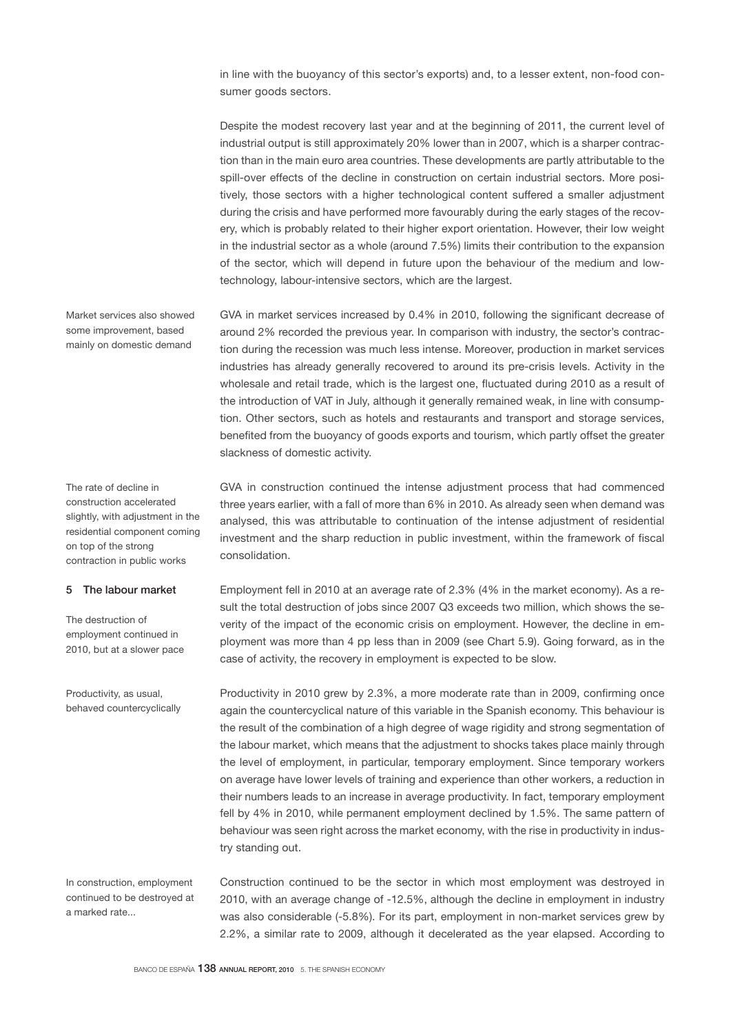in line with the buoyancy of this sector's exports) and, to a lesser extent, non-food consumer goods sectors.

Despite the modest recovery last year and at the beginning of 2011, the current level of industrial output is still approximately 20% lower than in 2007, which is a sharper contraction than in the main euro area countries. These developments are partly attributable to the spill-over effects of the decline in construction on certain industrial sectors. More positively, those sectors with a higher technological content suffered a smaller adjustment during the crisis and have performed more favourably during the early stages of the recovery, which is probably related to their higher export orientation. However, their low weight in the industrial sector as a whole (around 7.5%) limits their contribution to the expansion of the sector, which will depend in future upon the behaviour of the medium and low-technology, labour-intensive sectors, which are the largest.

Market services also showed some improvement, based mainly on domestic demand

GVA in market services increased by 0.4% in 2010, following the significant decrease of around 2% recorded the previous year. In comparison with industry, the sector's contraction during the recession was much less intense. Moreover, production in market services industries has already generally recovered to around its pre-crisis levels. Activity in the wholesale and retail trade, which is the largest one, fluctuated during 2010 as a result of the introduction of VAT in July, although it generally remained weak, in line with consumption. Other sectors, such as hotels and restaurants and transport and storage services, benefited from the buoyancy of goods exports and tourism, which partly offset the greater slackness of domestic activity.

The rate of decline in construction accelerated slightly, with adjustment in the residential component coming on top of the strong contraction in public works

GVA in construction continued the intense adjustment process that had commenced three years earlier, with a fall of more than 6% in 2010. As already seen when demand was analysed, this was attributable to continuation of the intense adjustment of residential investment and the sharp reduction in public investment, within the framework of fiscal consolidation.

## 5 The labour market

The destruction of employment continued in 2010, but at a slower pace

Employment fell in 2010 at an average rate of 2.3% (4% in the market economy). As a result the total destruction of jobs since 2007 Q3 exceeds two million, which shows the severity of the impact of the economic crisis on employment. However, the decline in employment was more than 4 pp less than in 2009 (see Chart 5.9). Going forward, as in the case of activity, the recovery in employment is expected to be slow.

Productivity, as usual, behaved countercyclically

Productivity in 2010 grew by 2.3%, a more moderate rate than in 2009, confirming once again the countercyclical nature of this variable in the Spanish economy. This behaviour is the result of the combination of a high degree of wage rigidity and strong segmentation of the labour market, which means that the adjustment to shocks takes place mainly through the level of employment, in particular, temporary employment. Since temporary workers on average have lower levels of training and experience than other workers, a reduction in their numbers leads to an increase in average productivity. In fact, temporary employment fell by 4% in 2010, while permanent employment declined by 1.5%. The same pattern of behaviour was seen right across the market economy, with the rise in productivity in industry standing out.

In construction, employment continued to be destroyed at a marked rate...

Construction continued to be the sector in which most employment was destroyed in 2010, with an average change of -12.5%, although the decline in employment in industry was also considerable (-5.8%). For its part, employment in non-market services grew by 2.2%, a similar rate to 2009, although it decelerated as the year elapsed. According to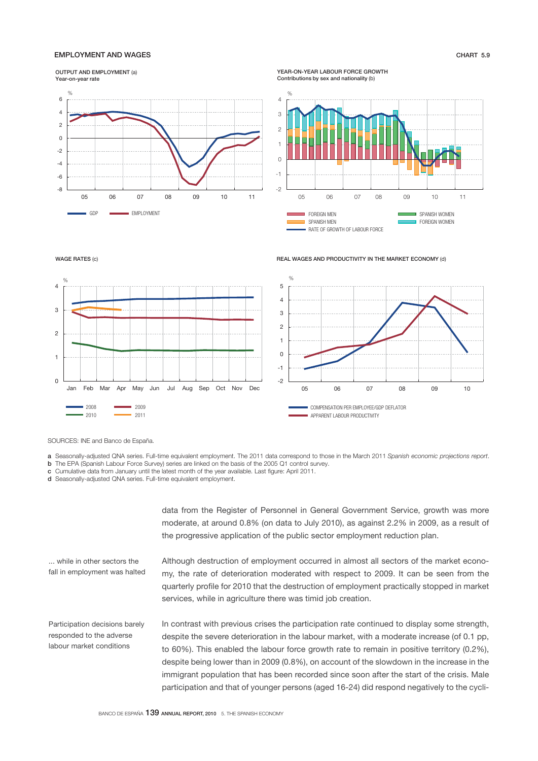## EMPLOYMENT AND WAGES

CHART 5.9

OUTPUT AND EMPLOYMENT (a)
Year-on-year rate

GDP — EMPLOYMENT

YEAR-ON-YEAR LABOUR FORCE GROWTH
Contributions by sex and nationality (b)

FOREIGN MEN — SPANISH MEN — RATE OF GROWTH OF LABOUR FORCE — SPANISH WOMEN — FOREIGN WOMEN

WAGE RATES (c)

2008 — 2009 — 2010 — 2011

REAL WAGES AND PRODUCTIVITY IN THE MARKET ECONOMY (d)

COMPENSATION PER EMPLOYEE/GDP DEFLATOR — APPARENT LABOUR PRODUCTIVITY

SOURCES: INE and Banco de España.

a Seasonally-adjusted QNA series. Full-time equivalent employment. The 2011 data correspond to those in the March 2011 *Spanish economic projections report*.
b The EPA (Spanish Labour Force Survey) series are linked on the basis of the 2005 Q1 control survey.
c Cumulative data from January until the latest month of the year available. Last figure: April 2011.
d Seasonally-adjusted QNA series. Full-time equivalent employment.

data from the Register of Personnel in General Government Service, growth was more moderate, at around 0.8% (on data to July 2010), as against 2.2% in 2009, as a result of the progressive application of the public sector employment reduction plan.

*... while in other sectors the fall in employment was halted*

Although destruction of employment occurred in almost all sectors of the market economy, the rate of deterioration moderated with respect to 2009. It can be seen from the quarterly profile for 2010 that the destruction of employment practically stopped in market services, while in agriculture there was timid job creation.

*Participation decisions barely responded to the adverse labour market conditions*

In contrast with previous crises the participation rate continued to display some strength, despite the severe deterioration in the labour market, with a moderate increase (of 0.1 pp, to 60%). This enabled the labour force growth rate to remain in positive territory (0.2%), despite being lower than in 2009 (0.8%), on account of the slowdown in the increase in the immigrant population that has been recorded since soon after the start of the crisis. Male participation and that of younger persons (aged 16-24) did respond negatively to the cycli-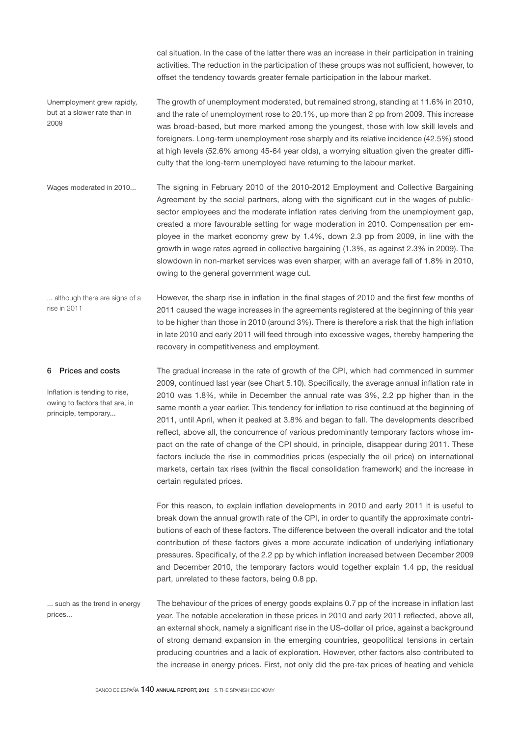cal situation. In the case of the latter there was an increase in their participation in training activities. The reduction in the participation of these groups was not sufficient, however, to offset the tendency towards greater female participation in the labour market.

*Unemployment grew rapidly, but at a slower rate than in 2009*

The growth of unemployment moderated, but remained strong, standing at 11.6% in 2010, and the rate of unemployment rose to 20.1%, up more than 2 pp from 2009. This increase was broad-based, but more marked among the youngest, those with low skill levels and foreigners. Long-term unemployment rose sharply and its relative incidence (42.5%) stood at high levels (52.6% among 45-64 year olds), a worrying situation given the greater difficulty that the long-term unemployed have returning to the labour market.

*Wages moderated in 2010...*

The signing in February 2010 of the 2010-2012 Employment and Collective Bargaining Agreement by the social partners, along with the significant cut in the wages of public-sector employees and the moderate inflation rates deriving from the unemployment gap, created a more favourable setting for wage moderation in 2010. Compensation per employee in the market economy grew by 1.4%, down 2.3 pp from 2009, in line with the growth in wage rates agreed in collective bargaining (1.3%, as against 2.3% in 2009). The slowdown in non-market services was even sharper, with an average fall of 1.8% in 2010, owing to the general government wage cut.

*... although there are signs of a rise in 2011*

However, the sharp rise in inflation in the final stages of 2010 and the first few months of 2011 caused the wage increases in the agreements registered at the beginning of this year to be higher than those in 2010 (around 3%). There is therefore a risk that the high inflation in late 2010 and early 2011 will feed through into excessive wages, thereby hampering the recovery in competitiveness and employment.

## 6 Prices and costs

*Inflation is tending to rise, owing to factors that are, in principle, temporary...*

The gradual increase in the rate of growth of the CPI, which had commenced in summer 2009, continued last year (see Chart 5.10). Specifically, the average annual inflation rate in 2010 was 1.8%, while in December the annual rate was 3%, 2.2 pp higher than in the same month a year earlier. This tendency for inflation to rise continued at the beginning of 2011, until April, when it peaked at 3.8% and began to fall. The developments described reflect, above all, the concurrence of various predominantly temporary factors whose impact on the rate of change of the CPI should, in principle, disappear during 2011. These factors include the rise in commodities prices (especially the oil price) on international markets, certain tax rises (within the fiscal consolidation framework) and the increase in certain regulated prices.

For this reason, to explain inflation developments in 2010 and early 2011 it is useful to break down the annual growth rate of the CPI, in order to quantify the approximate contributions of each of these factors. The difference between the overall indicator and the total contribution of these factors gives a more accurate indication of underlying inflationary pressures. Specifically, of the 2.2 pp by which inflation increased between December 2009 and December 2010, the temporary factors would together explain 1.4 pp, the residual part, unrelated to these factors, being 0.8 pp.

*... such as the trend in energy prices...*

The behaviour of the prices of energy goods explains 0.7 pp of the increase in inflation last year. The notable acceleration in these prices in 2010 and early 2011 reflected, above all, an external shock, namely a significant rise in the US-dollar oil price, against a background of strong demand expansion in the emerging countries, geopolitical tensions in certain producing countries and a lack of exploration. However, other factors also contributed to the increase in energy prices. First, not only did the pre-tax prices of heating and vehicle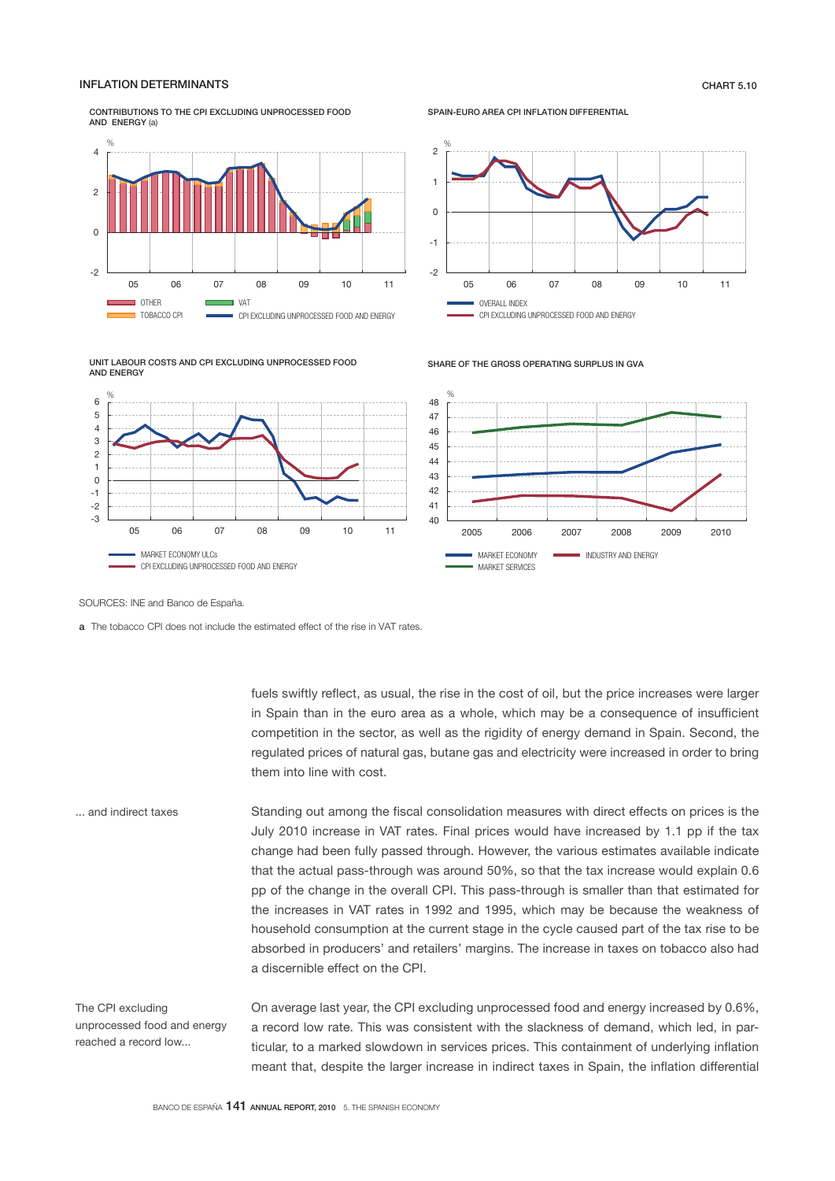## INFLATION DETERMINANTS

CHART 5.10

CONTRIBUTIONS TO THE CPI EXCLUDING UNPROCESSED FOOD AND ENERGY (a)

SPAIN-EURO AREA CPI INFLATION DIFFERENTIAL

UNIT LABOUR COSTS AND CPI EXCLUDING UNPROCESSED FOOD AND ENERGY

SHARE OF THE GROSS OPERATING SURPLUS IN GVA

SOURCES: INE and Banco de España.

**a** The tobacco CPI does not include the estimated effect of the rise in VAT rates.

fuels swiftly reflect, as usual, the rise in the cost of oil, but the price increases were larger in Spain than in the euro area as a whole, which may be a consequence of insufficient competition in the sector, as well as the rigidity of energy demand in Spain. Second, the regulated prices of natural gas, butane gas and electricity were increased in order to bring them into line with cost.

*... and indirect taxes*

Standing out among the fiscal consolidation measures with direct effects on prices is the July 2010 increase in VAT rates. Final prices would have increased by 1.1 pp if the tax change had been fully passed through. However, the various estimates available indicate that the actual pass-through was around 50%, so that the tax increase would explain 0.6 pp of the change in the overall CPI. This pass-through is smaller than that estimated for the increases in VAT rates in 1992 and 1995, which may be because the weakness of household consumption at the current stage in the cycle caused part of the tax rise to be absorbed in producers' and retailers' margins. The increase in taxes on tobacco also had a discernible effect on the CPI.

*The CPI excluding unprocessed food and energy reached a record low...*

On average last year, the CPI excluding unprocessed food and energy increased by 0.6%, a record low rate. This was consistent with the slackness of demand, which led, in particular, to a marked slowdown in services prices. This containment of underlying inflation meant that, despite the larger increase in indirect taxes in Spain, the inflation differential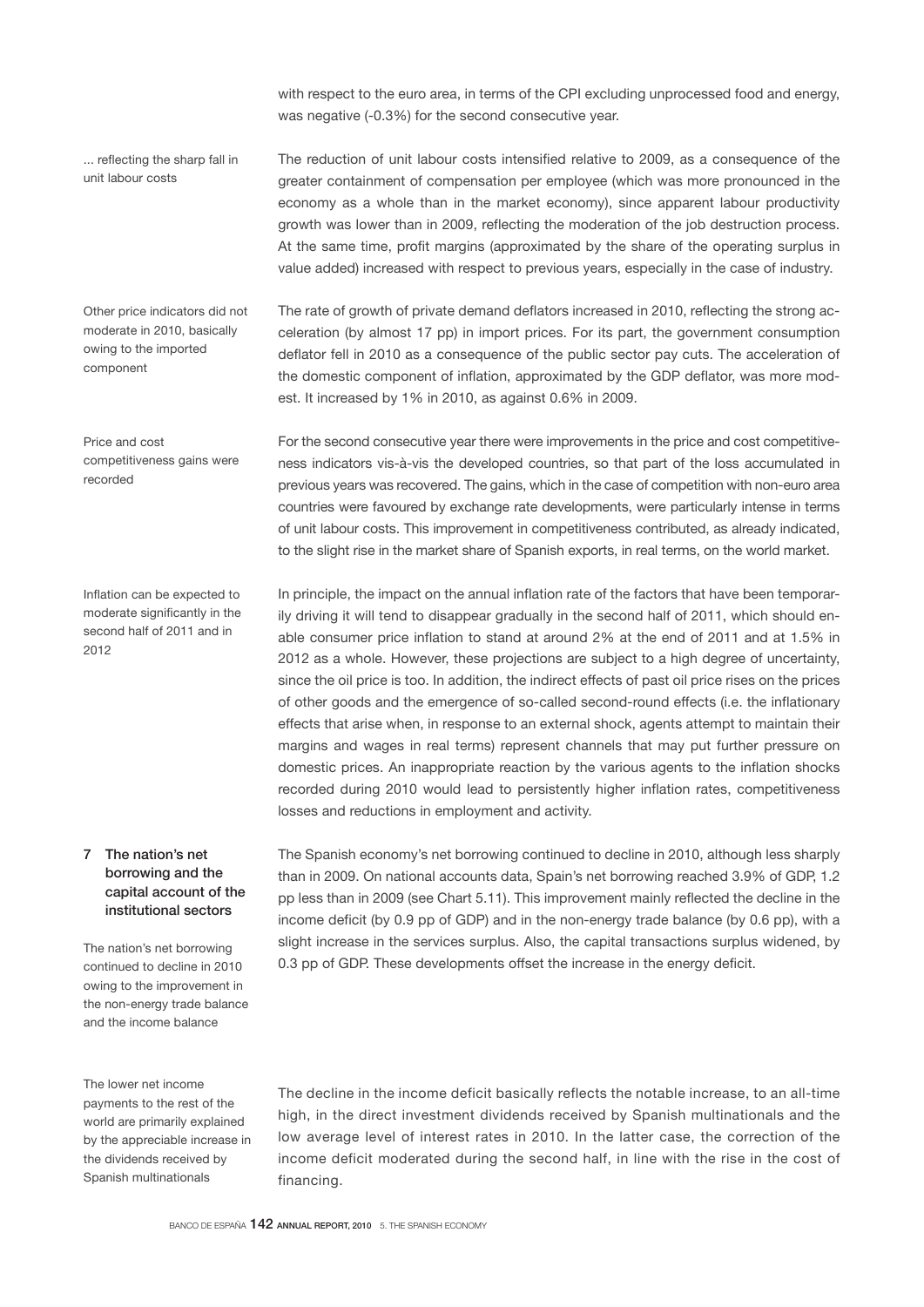with respect to the euro area, in terms of the CPI excluding unprocessed food and energy, was negative (-0.3%) for the second consecutive year.

*... reflecting the sharp fall in unit labour costs*

The reduction of unit labour costs intensified relative to 2009, as a consequence of the greater containment of compensation per employee (which was more pronounced in the economy as a whole than in the market economy), since apparent labour productivity growth was lower than in 2009, reflecting the moderation of the job destruction process. At the same time, profit margins (approximated by the share of the operating surplus in value added) increased with respect to previous years, especially in the case of industry.

*Other price indicators did not moderate in 2010, basically owing to the imported component*

The rate of growth of private demand deflators increased in 2010, reflecting the strong acceleration (by almost 17 pp) in import prices. For its part, the government consumption deflator fell in 2010 as a consequence of the public sector pay cuts. The acceleration of the domestic component of inflation, approximated by the GDP deflator, was more modest. It increased by 1% in 2010, as against 0.6% in 2009.

*Price and cost competitiveness gains were recorded*

For the second consecutive year there were improvements in the price and cost competitiveness indicators vis-à-vis the developed countries, so that part of the loss accumulated in previous years was recovered. The gains, which in the case of competition with non-euro area countries were favoured by exchange rate developments, were particularly intense in terms of unit labour costs. This improvement in competitiveness contributed, as already indicated, to the slight rise in the market share of Spanish exports, in real terms, on the world market.

*Inflation can be expected to moderate significantly in the second half of 2011 and in 2012*

In principle, the impact on the annual inflation rate of the factors that have been temporarily driving it will tend to disappear gradually in the second half of 2011, which should enable consumer price inflation to stand at around 2% at the end of 2011 and at 1.5% in 2012 as a whole. However, these projections are subject to a high degree of uncertainty, since the oil price is too. In addition, the indirect effects of past oil price rises on the prices of other goods and the emergence of so-called second-round effects (i.e. the inflationary effects that arise when, in response to an external shock, agents attempt to maintain their margins and wages in real terms) represent channels that may put further pressure on domestic prices. An inappropriate reaction by the various agents to the inflation shocks recorded during 2010 would lead to persistently higher inflation rates, competitiveness losses and reductions in employment and activity.

## 7 The nation's net borrowing and the capital account of the institutional sectors

*The nation's net borrowing continued to decline in 2010 owing to the improvement in the non-energy trade balance and the income balance*

The Spanish economy's net borrowing continued to decline in 2010, although less sharply than in 2009. On national accounts data, Spain's net borrowing reached 3.9% of GDP, 1.2 pp less than in 2009 (see Chart 5.11). This improvement mainly reflected the decline in the income deficit (by 0.9 pp of GDP) and in the non-energy trade balance (by 0.6 pp), with a slight increase in the services surplus. Also, the capital transactions surplus widened, by 0.3 pp of GDP. These developments offset the increase in the energy deficit.

*The lower net income payments to the rest of the world are primarily explained by the appreciable increase in the dividends received by Spanish multinationals*

The decline in the income deficit basically reflects the notable increase, to an all-time high, in the direct investment dividends received by Spanish multinationals and the low average level of interest rates in 2010. In the latter case, the correction of the income deficit moderated during the second half, in line with the rise in the cost of financing.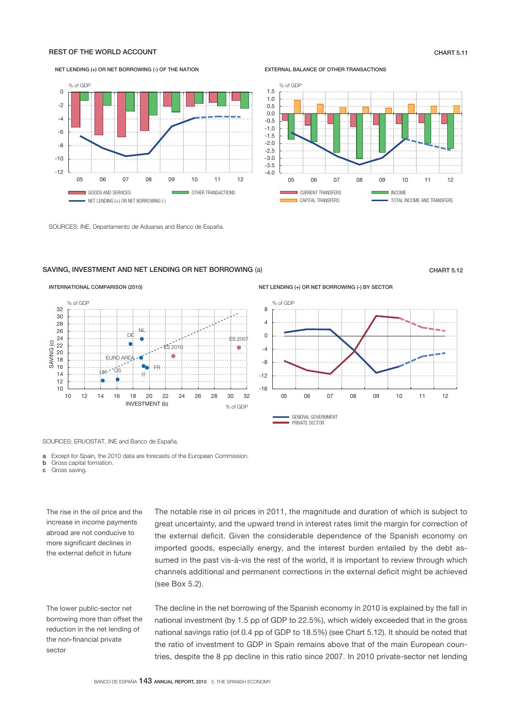## REST OF THE WORLD ACCOUNT

CHART 5.11

NET LENDING (+) OR NET BORROWING (-) OF THE NATION

EXTERNAL BALANCE OF OTHER TRANSACTIONS

SOURCES: INE, Departamento de Aduanas and Banco de España.

## SAVING, INVESTMENT AND NET LENDING OR NET BORROWING (a)

CHART 5.12

INTERNATIONAL COMPARISON (2010)

NET LENDING (+) OR NET BORROWING (-) BY SECTOR

SOURCES: ERUOSTAT, INE and Banco de España.

a Except for Spain, the 2010 data are forecasts of the European Commission.
b Gross capital formation.
c Gross saving.

The rise in the oil price and the increase in income payments abroad are not conducive to more significant declines in the external deficit in future

The notable rise in oil prices in 2011, the magnitude and duration of which is subject to great uncertainty, and the upward trend in interest rates limit the margin for correction of the external deficit. Given the considerable dependence of the Spanish economy on imported goods, especially energy, and the interest burden entailed by the debt assumed in the past vis-à-vis the rest of the world, it is important to review through which channels additional and permanent corrections in the external deficit might be achieved (see Box 5.2).

The lower public-sector net borrowing more than offset the reduction in the net lending of the non-financial private sector

The decline in the net borrowing of the Spanish economy in 2010 is explained by the fall in national investment (by 1.5 pp of GDP to 22.5%), which widely exceeded that in the gross national savings ratio (of 0.4 pp of GDP to 18.5%) (see Chart 5.12). It should be noted that the ratio of investment to GDP in Spain remains above that of the main European countries, despite the 8 pp decline in this ratio since 2007. In 2010 private-sector net lending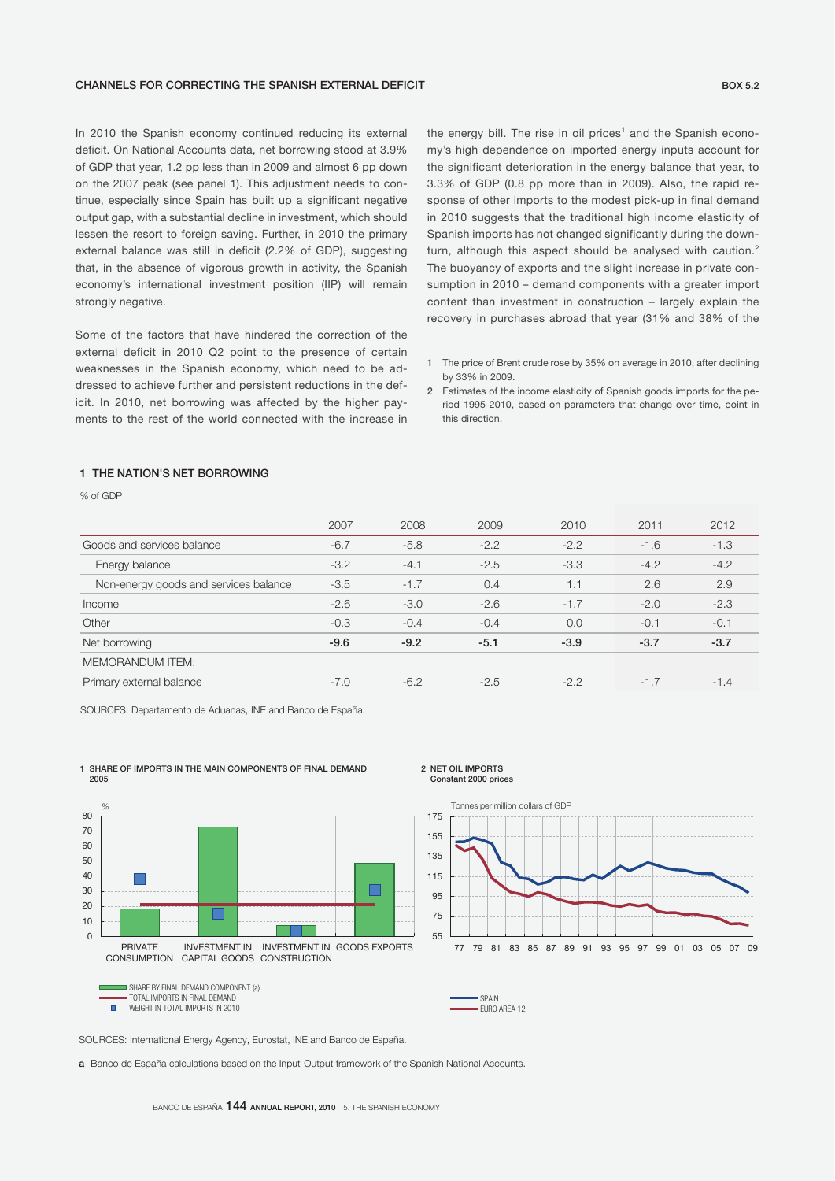## CHANNELS FOR CORRECTING THE SPANISH EXTERNAL DEFICIT

BOX 5.2

In 2010 the Spanish economy continued reducing its external deficit. On National Accounts data, net borrowing stood at 3.9% of GDP that year, 1.2 pp less than in 2009 and almost 6 pp down on the 2007 peak (see panel 1). This adjustment needs to continue, especially since Spain has built up a significant negative output gap, with a substantial decline in investment, which should lessen the resort to foreign saving. Further, in 2010 the primary external balance was still in deficit (2.2% of GDP), suggesting that, in the absence of vigorous growth in activity, the Spanish economy's international investment position (IIP) will remain strongly negative.

Some of the factors that have hindered the correction of the external deficit in 2010 Q2 point to the presence of certain weaknesses in the Spanish economy, which need to be addressed to achieve further and persistent reductions in the deficit. In 2010, net borrowing was affected by the higher payments to the rest of the world connected with the increase in the energy bill. The rise in oil prices[1] and the Spanish economy's high dependence on imported energy inputs account for the significant deterioration in the energy balance that year, to 3.3% of GDP (0.8 pp more than in 2009). Also, the rapid response of other imports to the modest pick-up in final demand in 2010 suggests that the traditional high income elasticity of Spanish imports has not changed significantly during the downturn, although this aspect should be analysed with caution.[2] The buoyancy of exports and the slight increase in private consumption in 2010 – demand components with a greater import content than investment in construction – largely explain the recovery in purchases abroad that year (31% and 38% of the

1 The price of Brent crude rose by 35% on average in 2010, after declining by 33% in 2009.

2 Estimates of the income elasticity of Spanish goods imports for the period 1995-2010, based on parameters that change over time, point in this direction.

### 1 THE NATION'S NET BORROWING

% of GDP

| | 2007 | 2008 | 2009 | 2010 | 2011 | 2012 |
|---|---|---|---|---|---|---|
| Goods and services balance | -6.7 | -5.8 | -2.2 | -2.2 | -1.6 | -1.3 |
| Energy balance | -3.2 | -4.1 | -2.5 | -3.3 | -4.2 | -4.2 |
| Non-energy goods and services balance | -3.5 | -1.7 | 0.4 | 1.1 | 2.6 | 2.9 |
| Income | -2.6 | -3.0 | -2.6 | -1.7 | -2.0 | -2.3 |
| Other | -0.3 | -0.4 | -0.4 | 0.0 | -0.1 | -0.1 |
| **Net borrowing** | **-9.6** | **-9.2** | **-5.1** | **-3.9** | **-3.7** | **-3.7** |
| MEMORANDUM ITEM: | | | | | | |
| Primary external balance | -7.0 | -6.2 | -2.5 | -2.2 | -1.7 | -1.4 |

SOURCES: Departamento de Aduanas, INE and Banco de España.

1 SHARE OF IMPORTS IN THE MAIN COMPONENTS OF FINAL DEMAND 2005

2 NET OIL IMPORTS Constant 2000 prices

SOURCES: International Energy Agency, Eurostat, INE and Banco de España.

a Banco de España calculations based on the Input-Output framework of the Spanish National Accounts.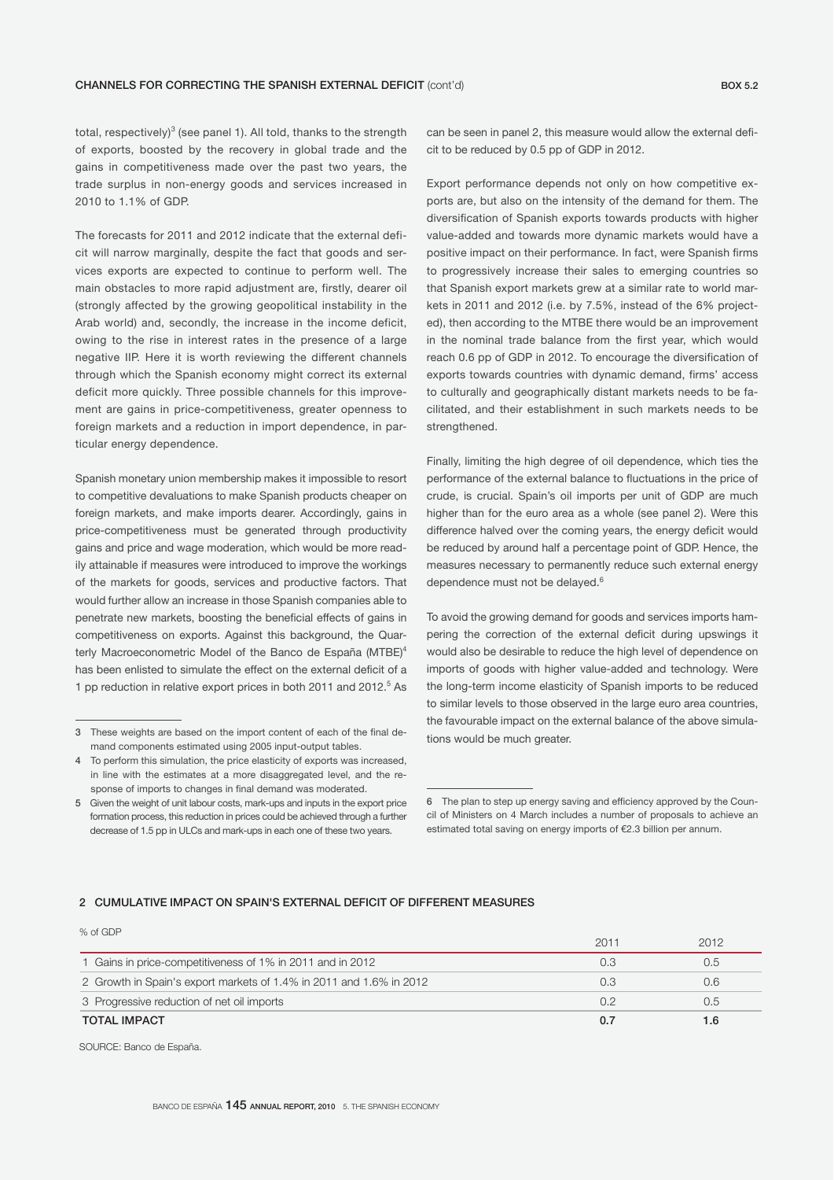## CHANNELS FOR CORRECTING THE SPANISH EXTERNAL DEFICIT (cont'd)

total, respectively)[3] (see panel 1). All told, thanks to the strength of exports, boosted by the recovery in global trade and the gains in competitiveness made over the past two years, the trade surplus in non-energy goods and services increased in 2010 to 1.1% of GDP.

The forecasts for 2011 and 2012 indicate that the external deficit will narrow marginally, despite the fact that goods and services exports are expected to continue to perform well. The main obstacles to more rapid adjustment are, firstly, dearer oil (strongly affected by the growing geopolitical instability in the Arab world) and, secondly, the increase in the income deficit, owing to the rise in interest rates in the presence of a large negative IIP. Here it is worth reviewing the different channels through which the Spanish economy might correct its external deficit more quickly. Three possible channels for this improvement are gains in price-competitiveness, greater openness to foreign markets and a reduction in import dependence, in particular energy dependence.

Spanish monetary union membership makes it impossible to resort to competitive devaluations to make Spanish products cheaper on foreign markets, and make imports dearer. Accordingly, gains in price-competitiveness must be generated through productivity gains and price and wage moderation, which would be more readily attainable if measures were introduced to improve the workings of the markets for goods, services and productive factors. That would further allow an increase in those Spanish companies able to penetrate new markets, boosting the beneficial effects of gains in competitiveness on exports. Against this background, the Quarterly Macroeconometric Model of the Banco de España (MTBE)[4] has been enlisted to simulate the effect on the external deficit of a 1 pp reduction in relative export prices in both 2011 and 2012.[5] As can be seen in panel 2, this measure would allow the external deficit to be reduced by 0.5 pp of GDP in 2012.

Export performance depends not only on how competitive exports are, but also on the intensity of the demand for them. The diversification of Spanish exports towards products with higher value-added and towards more dynamic markets would have a positive impact on their performance. In fact, were Spanish firms to progressively increase their sales to emerging countries so that Spanish export markets grew at a similar rate to world markets in 2011 and 2012 (i.e. by 7.5%, instead of the 6% projected), then according to the MTBE there would be an improvement in the nominal trade balance from the first year, which would reach 0.6 pp of GDP in 2012. To encourage the diversification of exports towards countries with dynamic demand, firms' access to culturally and geographically distant markets needs to be facilitated, and their establishment in such markets needs to be strengthened.

Finally, limiting the high degree of oil dependence, which ties the performance of the external balance to fluctuations in the price of crude, is crucial. Spain's oil imports per unit of GDP are much higher than for the euro area as a whole (see panel 2). Were this difference halved over the coming years, the energy deficit would be reduced by around half a percentage point of GDP. Hence, the measures necessary to permanently reduce such external energy dependence must not be delayed.[6]

To avoid the growing demand for goods and services imports hampering the correction of the external deficit during upswings it would also be desirable to reduce the high level of dependence on imports of goods with higher value-added and technology. Were the long-term income elasticity of Spanish imports to be reduced to similar levels to those observed in the large euro area countries, the favourable impact on the external balance of the above simulations would be much greater.

3 These weights are based on the import content of each of the final demand components estimated using 2005 input-output tables.

4 To perform this simulation, the price elasticity of exports was increased, in line with the estimates at a more disaggregated level, and the response of imports to changes in final demand was moderated.

5 Given the weight of unit labour costs, mark-ups and inputs in the export price formation process, this reduction in prices could be achieved through a further decrease of 1.5 pp in ULCs and mark-ups in each one of these two years.

6 The plan to step up energy saving and efficiency approved by the Council of Ministers on 4 March includes a number of proposals to achieve an estimated total saving on energy imports of €2.3 billion per annum.

### 2 CUMULATIVE IMPACT ON SPAIN'S EXTERNAL DEFICIT OF DIFFERENT MEASURES

% of GDP

| | 2011 | 2012 |
|---|---|---|
| 1 Gains in price-competitiveness of 1% in 2011 and in 2012 | 0.3 | 0.5 |
| 2 Growth in Spain's export markets of 1.4% in 2011 and 1.6% in 2012 | 0.3 | 0.6 |
| 3 Progressive reduction of net oil imports | 0.2 | 0.5 |
| **TOTAL IMPACT** | **0.7** | **1.6** |

SOURCE: Banco de España.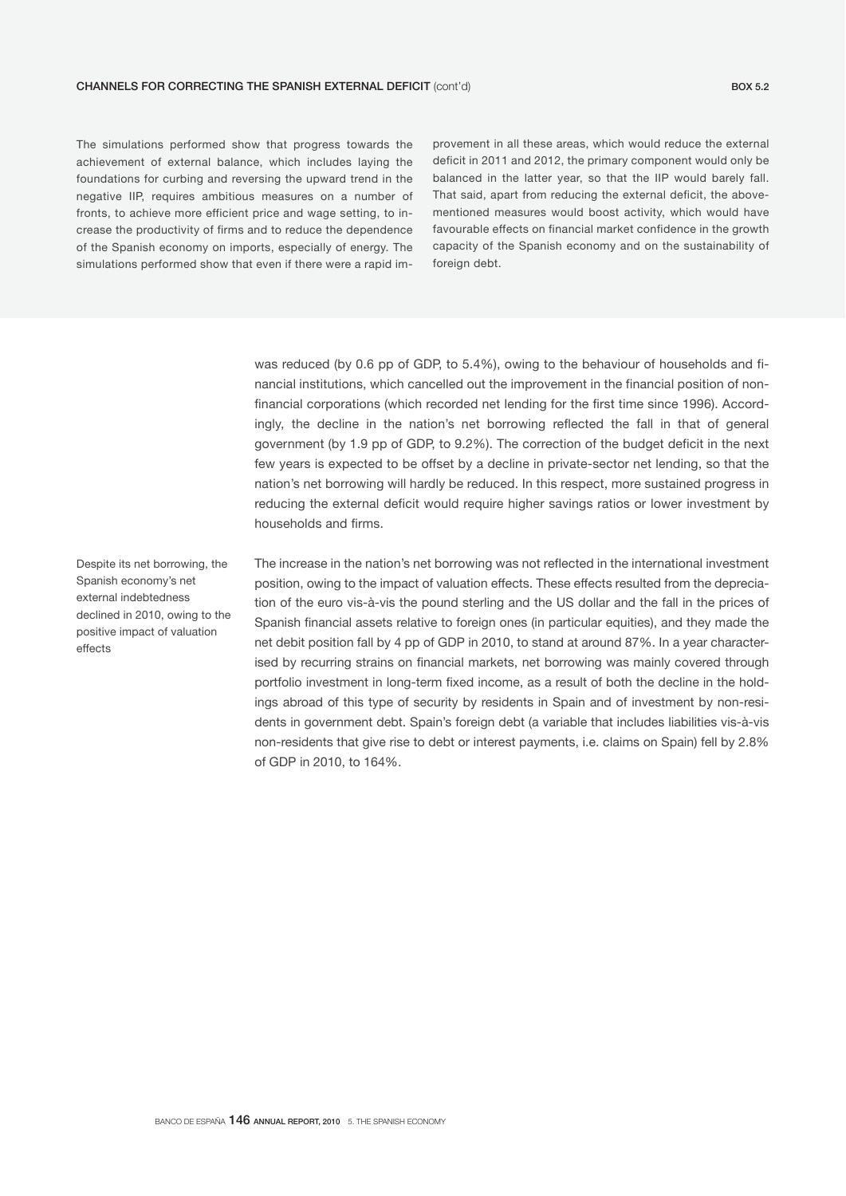### CHANNELS FOR CORRECTING THE SPANISH EXTERNAL DEFICIT (cont'd) BOX 5.2

The simulations performed show that progress towards the achievement of external balance, which includes laying the foundations for curbing and reversing the upward trend in the negative IIP, requires ambitious measures on a number of fronts, to achieve more efficient price and wage setting, to increase the productivity of firms and to reduce the dependence of the Spanish economy on imports, especially of energy. The simulations performed show that even if there were a rapid improvement in all these areas, which would reduce the external deficit in 2011 and 2012, the primary component would only be balanced in the latter year, so that the IIP would barely fall. That said, apart from reducing the external deficit, the abovementioned measures would boost activity, which would have favourable effects on financial market confidence in the growth capacity of the Spanish economy and on the sustainability of foreign debt.

was reduced (by 0.6 pp of GDP, to 5.4%), owing to the behaviour of households and financial institutions, which cancelled out the improvement in the financial position of non-financial corporations (which recorded net lending for the first time since 1996). Accordingly, the decline in the nation's net borrowing reflected the fall in that of general government (by 1.9 pp of GDP, to 9.2%). The correction of the budget deficit in the next few years is expected to be offset by a decline in private-sector net lending, so that the nation's net borrowing will hardly be reduced. In this respect, more sustained progress in reducing the external deficit would require higher savings ratios or lower investment by households and firms.

*Despite its net borrowing, the Spanish economy's net external indebtedness declined in 2010, owing to the positive impact of valuation effects*

The increase in the nation's net borrowing was not reflected in the international investment position, owing to the impact of valuation effects. These effects resulted from the depreciation of the euro vis-à-vis the pound sterling and the US dollar and the fall in the prices of Spanish financial assets relative to foreign ones (in particular equities), and they made the net debit position fall by 4 pp of GDP in 2010, to stand at around 87%. In a year characterised by recurring strains on financial markets, net borrowing was mainly covered through portfolio investment in long-term fixed income, as a result of both the decline in the holdings abroad of this type of security by residents in Spain and of investment by non-residents in government debt. Spain's foreign debt (a variable that includes liabilities vis-à-vis non-residents that give rise to debt or interest payments, i.e. claims on Spain) fell by 2.8% of GDP in 2010, to 164%.